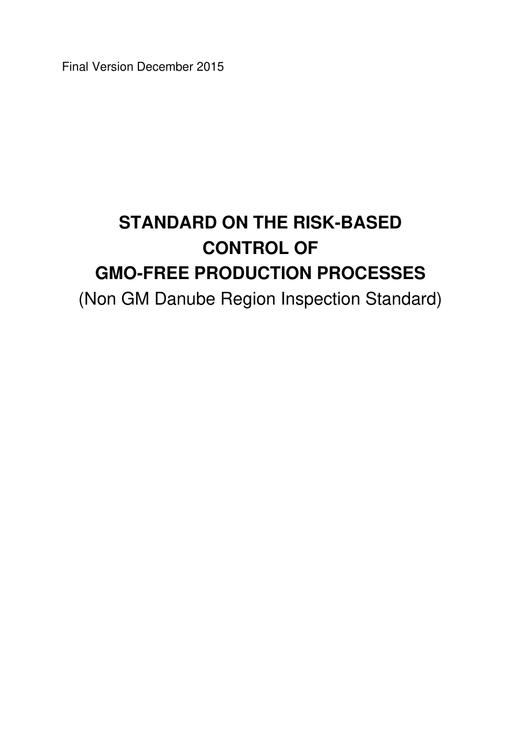Final Version December 2015

# STANDARD ON THE RISK-BASED CONTROL OF GMO-FREE PRODUCTION PROCESSES

(Non GM Danube Region Inspection Standard)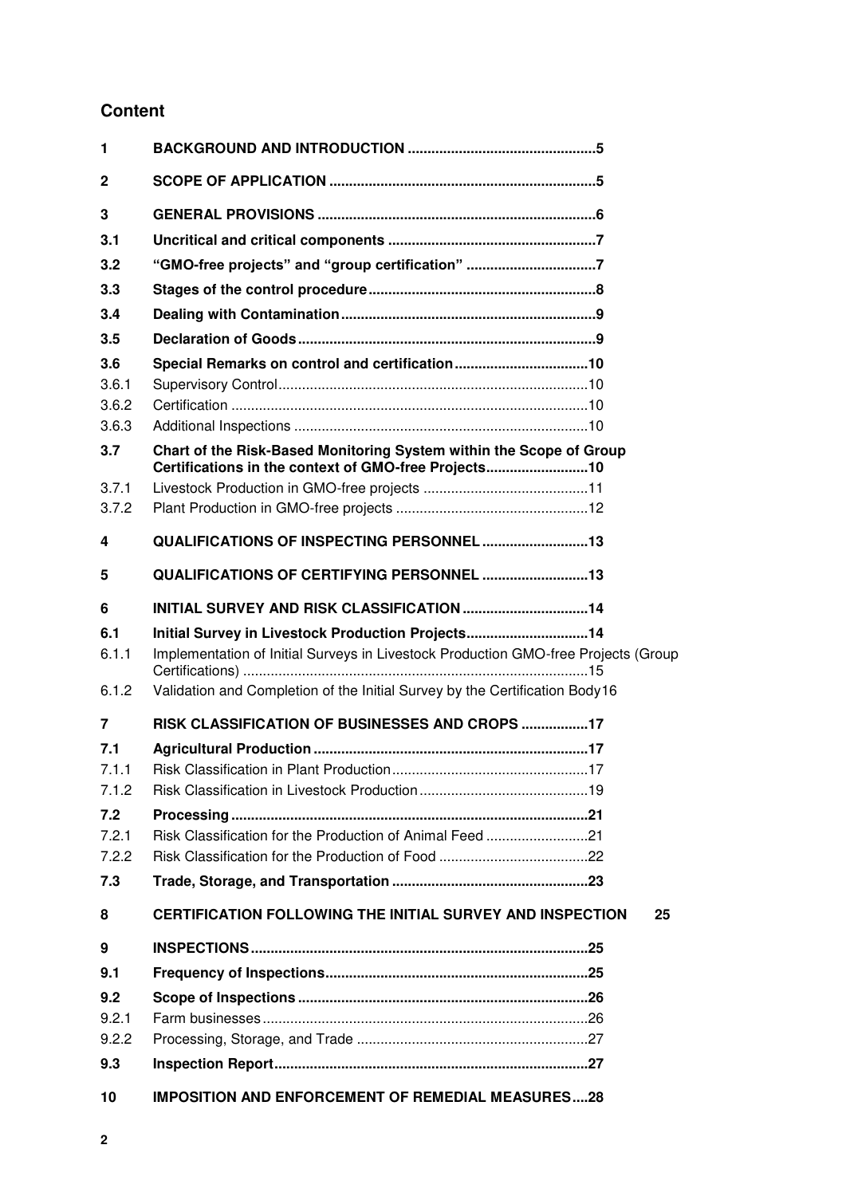## Content

| | | |
|---|---|---|
| **1** | **BACKGROUND AND INTRODUCTION** | **5** |
| **2** | **SCOPE OF APPLICATION** | **5** |
| **3** | **GENERAL PROVISIONS** | **6** |
| **3.1** | **Uncritical and critical components** | **7** |
| **3.2** | **"GMO-free projects" and "group certification"** | **7** |
| **3.3** | **Stages of the control procedure** | **8** |
| **3.4** | **Dealing with Contamination** | **9** |
| **3.5** | **Declaration of Goods** | **9** |
| **3.6** | **Special Remarks on control and certification** | **10** |
| 3.6.1 | Supervisory Control | 10 |
| 3.6.2 | Certification | 10 |
| 3.6.3 | Additional Inspections | 10 |
| **3.7** | **Chart of the Risk-Based Monitoring System within the Scope of Group Certifications in the context of GMO-free Projects** | **10** |
| 3.7.1 | Livestock Production in GMO-free projects | 11 |
| 3.7.2 | Plant Production in GMO-free projects | 12 |
| **4** | **QUALIFICATIONS OF INSPECTING PERSONNEL** | **13** |
| **5** | **QUALIFICATIONS OF CERTIFYING PERSONNEL** | **13** |
| **6** | **INITIAL SURVEY AND RISK CLASSIFICATION** | **14** |
| **6.1** | **Initial Survey in Livestock Production Projects** | **14** |
| 6.1.1 | Implementation of Initial Surveys in Livestock Production GMO-free Projects (Group Certifications) | 15 |
| 6.1.2 | Validation and Completion of the Initial Survey by the Certification Body | 16 |
| **7** | **RISK CLASSIFICATION OF BUSINESSES AND CROPS** | **17** |
| **7.1** | **Agricultural Production** | **17** |
| 7.1.1 | Risk Classification in Plant Production | 17 |
| 7.1.2 | Risk Classification in Livestock Production | 19 |
| **7.2** | **Processing** | **21** |
| 7.2.1 | Risk Classification for the Production of Animal Feed | 21 |
| 7.2.2 | Risk Classification for the Production of Food | 22 |
| **7.3** | **Trade, Storage, and Transportation** | **23** |
| **8** | **CERTIFICATION FOLLOWING THE INITIAL SURVEY AND INSPECTION** | **25** |
| **9** | **INSPECTIONS** | **25** |
| **9.1** | **Frequency of Inspections** | **25** |
| **9.2** | **Scope of Inspections** | **26** |
| 9.2.1 | Farm businesses | 26 |
| 9.2.2 | Processing, Storage, and Trade | 27 |
| **9.3** | **Inspection Report** | **27** |
| **10** | **IMPOSITION AND ENFORCEMENT OF REMEDIAL MEASURES** | **28** |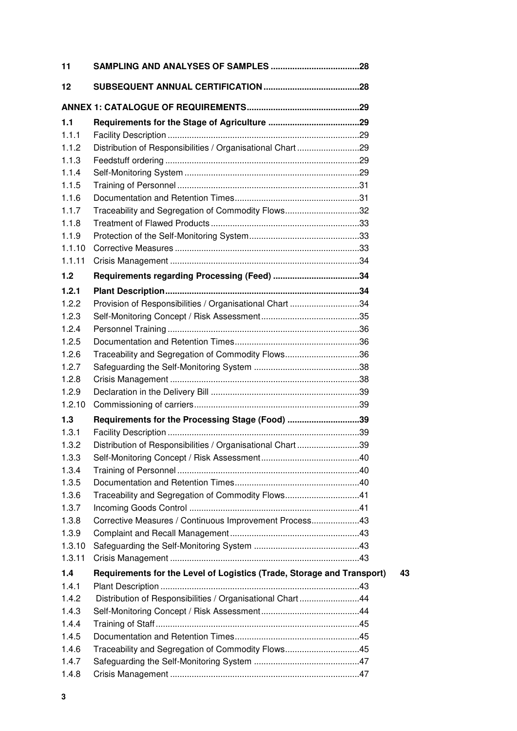| | | |
|---|---|---|
| **11** | **SAMPLING AND ANALYSES OF SAMPLES** | **28** |
| **12** | **SUBSEQUENT ANNUAL CERTIFICATION** | **28** |
| **ANNEX 1: CATALOGUE OF REQUIREMENTS** | | **29** |
| **1.1** | **Requirements for the Stage of Agriculture** | **29** |
| 1.1.1 | Facility Description | 29 |
| 1.1.2 | Distribution of Responsibilities / Organisational Chart | 29 |
| 1.1.3 | Feedstuff ordering | 29 |
| 1.1.4 | Self-Monitoring System | 29 |
| 1.1.5 | Training of Personnel | 31 |
| 1.1.6 | Documentation and Retention Times | 31 |
| 1.1.7 | Traceability and Segregation of Commodity Flows | 32 |
| 1.1.8 | Treatment of Flawed Products | 33 |
| 1.1.9 | Protection of the Self-Monitoring System | 33 |
| 1.1.10 | Corrective Measures | 33 |
| 1.1.11 | Crisis Management | 34 |
| **1.2** | **Requirements regarding Processing (Feed)** | **34** |
| **1.2.1** | **Plant Description** | **34** |
| 1.2.2 | Provision of Responsibilities / Organisational Chart | 34 |
| 1.2.3 | Self-Monitoring Concept / Risk Assessment | 35 |
| 1.2.4 | Personnel Training | 36 |
| 1.2.5 | Documentation and Retention Times | 36 |
| 1.2.6 | Traceability and Segregation of Commodity Flows | 36 |
| 1.2.7 | Safeguarding the Self-Monitoring System | 38 |
| 1.2.8 | Crisis Management | 38 |
| 1.2.9 | Declaration in the Delivery Bill | 39 |
| 1.2.10 | Commissioning of carriers | 39 |
| **1.3** | **Requirements for the Processing Stage (Food)** | **39** |
| 1.3.1 | Facility Description | 39 |
| 1.3.2 | Distribution of Responsibilities / Organisational Chart | 39 |
| 1.3.3 | Self-Monitoring Concept / Risk Assessment | 40 |
| 1.3.4 | Training of Personnel | 40 |
| 1.3.5 | Documentation and Retention Times | 40 |
| 1.3.6 | Traceability and Segregation of Commodity Flows | 41 |
| 1.3.7 | Incoming Goods Control | 41 |
| 1.3.8 | Corrective Measures / Continuous Improvement Process | 43 |
| 1.3.9 | Complaint and Recall Management | 43 |
| 1.3.10 | Safeguarding the Self-Monitoring System | 43 |
| 1.3.11 | Crisis Management | 43 |
| **1.4** | **Requirements for the Level of Logistics (Trade, Storage and Transport)** | **43** |
| 1.4.1 | Plant Description | 43 |
| 1.4.2 | Distribution of Responsibilities / Organisational Chart | 44 |
| 1.4.3 | Self-Monitoring Concept / Risk Assessment | 44 |
| 1.4.4 | Training of Staff | 45 |
| 1.4.5 | Documentation and Retention Times | 45 |
| 1.4.6 | Traceability and Segregation of Commodity Flows | 45 |
| 1.4.7 | Safeguarding the Self-Monitoring System | 47 |
| 1.4.8 | Crisis Management | 47 |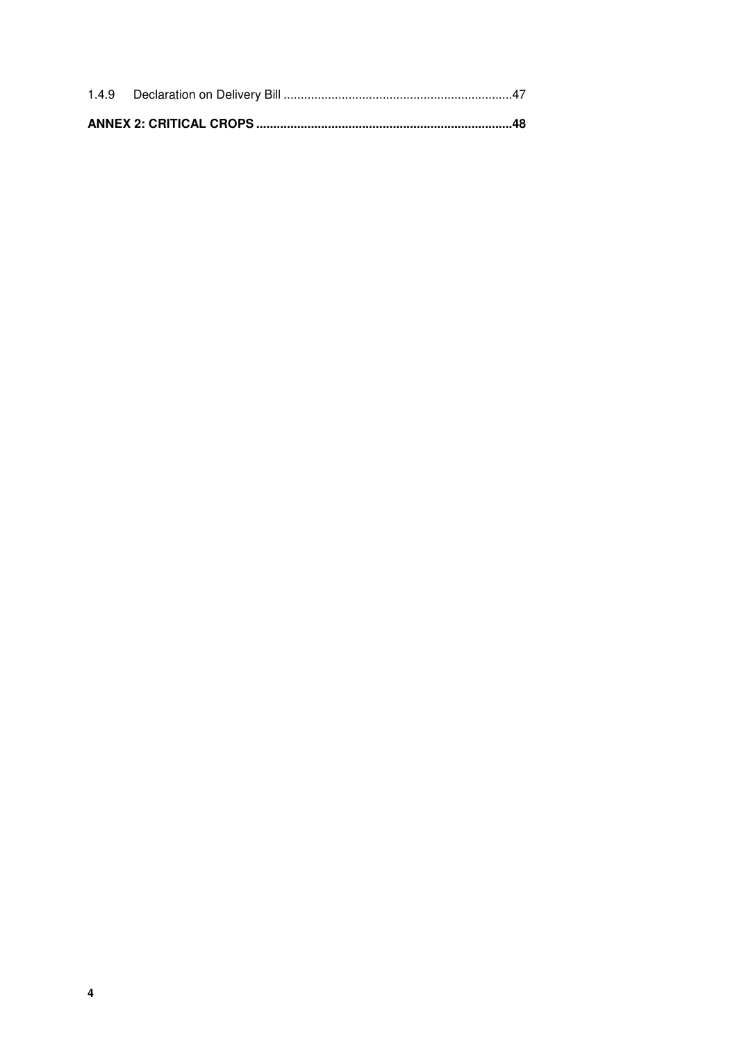1.4.9 Declaration on Delivery Bill ..................................................................47

**ANNEX 2: CRITICAL CROPS ..........................................................................48**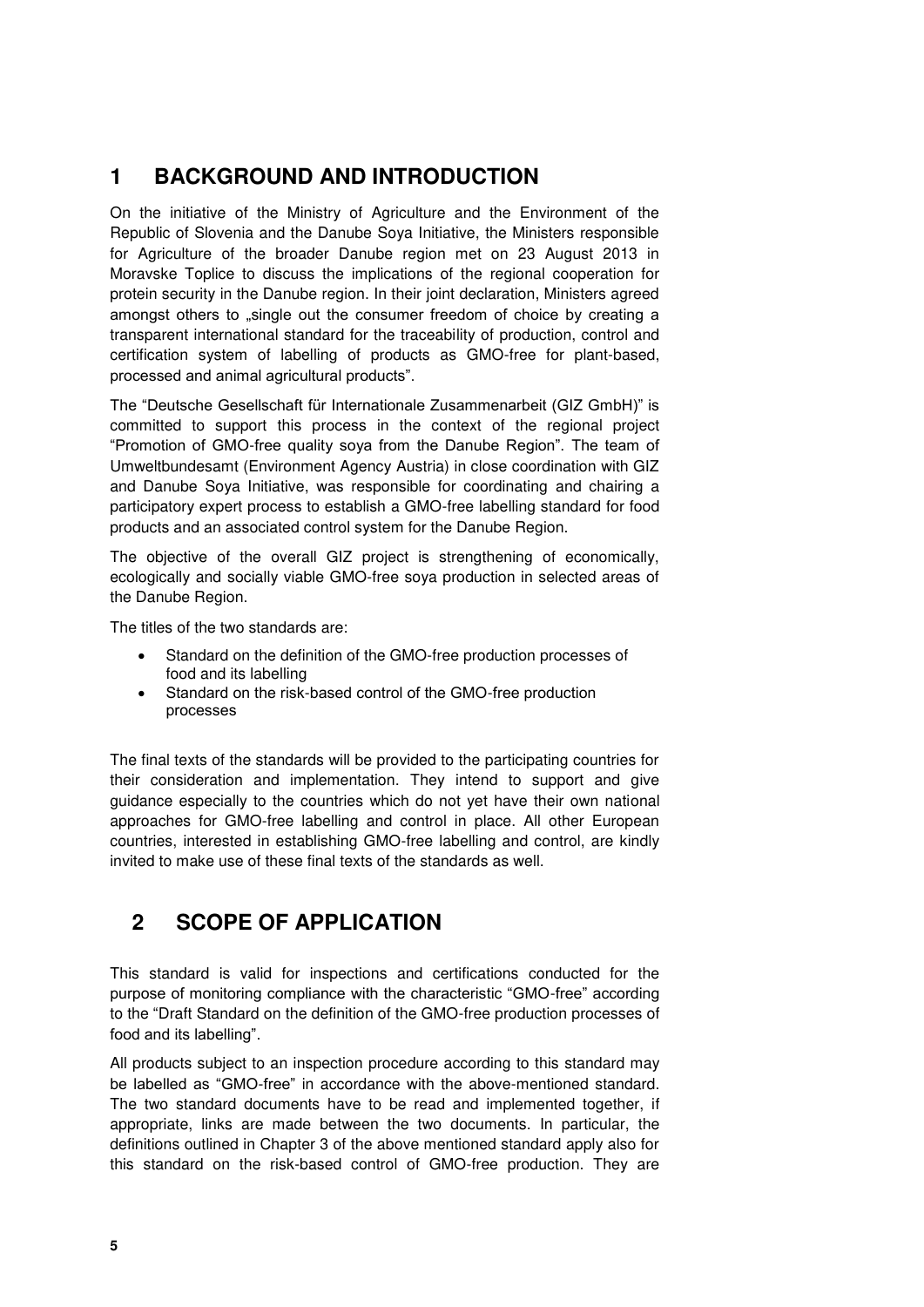# 1 BACKGROUND AND INTRODUCTION

On the initiative of the Ministry of Agriculture and the Environment of the Republic of Slovenia and the Danube Soya Initiative, the Ministers responsible for Agriculture of the broader Danube region met on 23 August 2013 in Moravske Toplice to discuss the implications of the regional cooperation for protein security in the Danube region. In their joint declaration, Ministers agreed amongst others to „single out the consumer freedom of choice by creating a transparent international standard for the traceability of production, control and certification system of labelling of products as GMO-free for plant-based, processed and animal agricultural products".

The "Deutsche Gesellschaft für Internationale Zusammenarbeit (GIZ GmbH)" is committed to support this process in the context of the regional project "Promotion of GMO-free quality soya from the Danube Region". The team of Umweltbundesamt (Environment Agency Austria) in close coordination with GIZ and Danube Soya Initiative, was responsible for coordinating and chairing a participatory expert process to establish a GMO-free labelling standard for food products and an associated control system for the Danube Region.

The objective of the overall GIZ project is strengthening of economically, ecologically and socially viable GMO-free soya production in selected areas of the Danube Region.

The titles of the two standards are:

- Standard on the definition of the GMO-free production processes of food and its labelling
- Standard on the risk-based control of the GMO-free production processes

The final texts of the standards will be provided to the participating countries for their consideration and implementation. They intend to support and give guidance especially to the countries which do not yet have their own national approaches for GMO-free labelling and control in place. All other European countries, interested in establishing GMO-free labelling and control, are kindly invited to make use of these final texts of the standards as well.

# 2 SCOPE OF APPLICATION

This standard is valid for inspections and certifications conducted for the purpose of monitoring compliance with the characteristic "GMO-free" according to the "Draft Standard on the definition of the GMO-free production processes of food and its labelling".

All products subject to an inspection procedure according to this standard may be labelled as "GMO-free" in accordance with the above-mentioned standard. The two standard documents have to be read and implemented together, if appropriate, links are made between the two documents. In particular, the definitions outlined in Chapter 3 of the above mentioned standard apply also for this standard on the risk-based control of GMO-free production. They are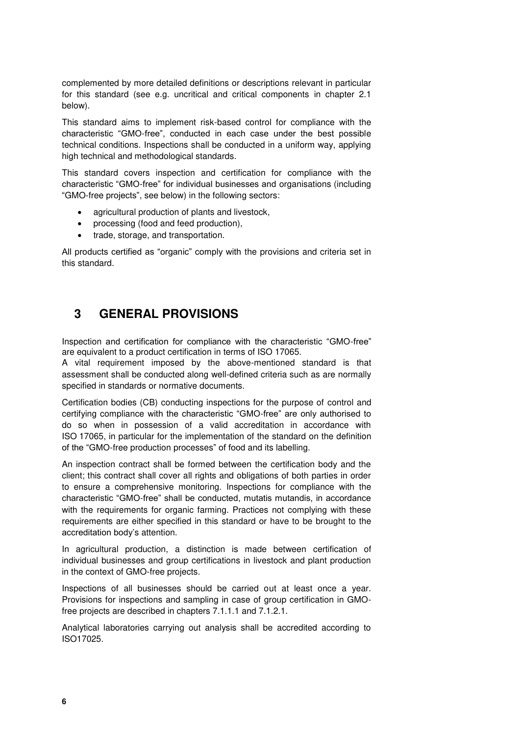complemented by more detailed definitions or descriptions relevant in particular for this standard (see e.g. uncritical and critical components in chapter 2.1 below).

This standard aims to implement risk-based control for compliance with the characteristic "GMO-free", conducted in each case under the best possible technical conditions. Inspections shall be conducted in a uniform way, applying high technical and methodological standards.

This standard covers inspection and certification for compliance with the characteristic "GMO-free" for individual businesses and organisations (including "GMO-free projects", see below) in the following sectors:

- agricultural production of plants and livestock,
- processing (food and feed production),
- trade, storage, and transportation.

All products certified as "organic" comply with the provisions and criteria set in this standard.

# 3 GENERAL PROVISIONS

Inspection and certification for compliance with the characteristic "GMO-free" are equivalent to a product certification in terms of ISO 17065.
A vital requirement imposed by the above-mentioned standard is that assessment shall be conducted along well-defined criteria such as are normally specified in standards or normative documents.

Certification bodies (CB) conducting inspections for the purpose of control and certifying compliance with the characteristic "GMO-free" are only authorised to do so when in possession of a valid accreditation in accordance with ISO 17065, in particular for the implementation of the standard on the definition of the "GMO-free production processes" of food and its labelling.

An inspection contract shall be formed between the certification body and the client; this contract shall cover all rights and obligations of both parties in order to ensure a comprehensive monitoring. Inspections for compliance with the characteristic "GMO-free" shall be conducted, mutatis mutandis, in accordance with the requirements for organic farming. Practices not complying with these requirements are either specified in this standard or have to be brought to the accreditation body's attention.

In agricultural production, a distinction is made between certification of individual businesses and group certifications in livestock and plant production in the context of GMO-free projects.

Inspections of all businesses should be carried out at least once a year. Provisions for inspections and sampling in case of group certification in GMO-free projects are described in chapters 7.1.1.1 and 7.1.2.1.

Analytical laboratories carrying out analysis shall be accredited according to ISO17025.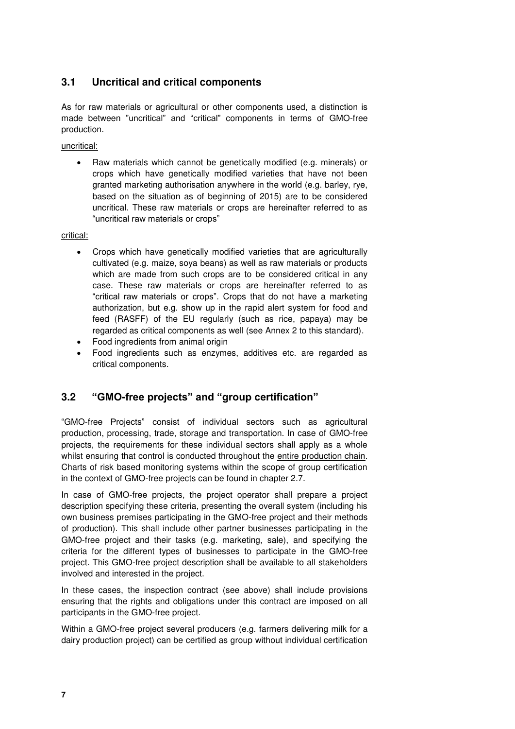## 3.1 Uncritical and critical components

As for raw materials or agricultural or other components used, a distinction is made between "uncritical" and "critical" components in terms of GMO-free production.

uncritical:

- Raw materials which cannot be genetically modified (e.g. minerals) or crops which have genetically modified varieties that have not been granted marketing authorisation anywhere in the world (e.g. barley, rye, based on the situation as of beginning of 2015) are to be considered uncritical. These raw materials or crops are hereinafter referred to as "uncritical raw materials or crops"

critical:

- Crops which have genetically modified varieties that are agriculturally cultivated (e.g. maize, soya beans) as well as raw materials or products which are made from such crops are to be considered critical in any case. These raw materials or crops are hereinafter referred to as "critical raw materials or crops". Crops that do not have a marketing authorization, but e.g. show up in the rapid alert system for food and feed (RASFF) of the EU regularly (such as rice, papaya) may be regarded as critical components as well (see Annex 2 to this standard).
- Food ingredients from animal origin
- Food ingredients such as enzymes, additives etc. are regarded as critical components.

## 3.2 "GMO-free projects" and "group certification"

"GMO-free Projects" consist of individual sectors such as agricultural production, processing, trade, storage and transportation. In case of GMO-free projects, the requirements for these individual sectors shall apply as a whole whilst ensuring that control is conducted throughout the entire production chain. Charts of risk based monitoring systems within the scope of group certification in the context of GMO-free projects can be found in chapter 2.7.

In case of GMO-free projects, the project operator shall prepare a project description specifying these criteria, presenting the overall system (including his own business premises participating in the GMO-free project and their methods of production). This shall include other partner businesses participating in the GMO-free project and their tasks (e.g. marketing, sale), and specifying the criteria for the different types of businesses to participate in the GMO-free project. This GMO-free project description shall be available to all stakeholders involved and interested in the project.

In these cases, the inspection contract (see above) shall include provisions ensuring that the rights and obligations under this contract are imposed on all participants in the GMO-free project.

Within a GMO-free project several producers (e.g. farmers delivering milk for a dairy production project) can be certified as group without individual certification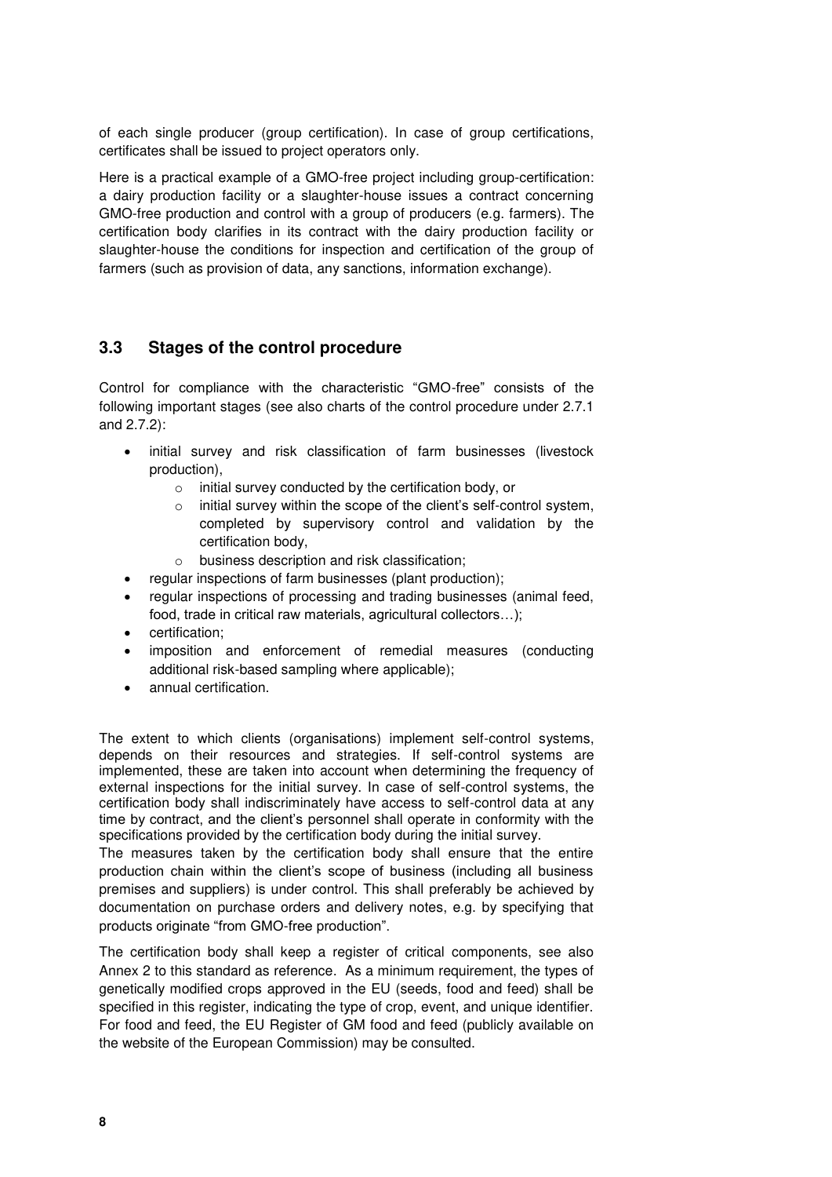of each single producer (group certification). In case of group certifications, certificates shall be issued to project operators only.

Here is a practical example of a GMO-free project including group-certification: a dairy production facility or a slaughter-house issues a contract concerning GMO-free production and control with a group of producers (e.g. farmers). The certification body clarifies in its contract with the dairy production facility or slaughter-house the conditions for inspection and certification of the group of farmers (such as provision of data, any sanctions, information exchange).

## 3.3 Stages of the control procedure

Control for compliance with the characteristic "GMO-free" consists of the following important stages (see also charts of the control procedure under 2.7.1 and 2.7.2):

- initial survey and risk classification of farm businesses (livestock production),
  - initial survey conducted by the certification body, or
  - initial survey within the scope of the client's self-control system, completed by supervisory control and validation by the certification body,
  - business description and risk classification;
- regular inspections of farm businesses (plant production);
- regular inspections of processing and trading businesses (animal feed, food, trade in critical raw materials, agricultural collectors…);
- certification;
- imposition and enforcement of remedial measures (conducting additional risk-based sampling where applicable);
- annual certification.

The extent to which clients (organisations) implement self-control systems, depends on their resources and strategies. If self-control systems are implemented, these are taken into account when determining the frequency of external inspections for the initial survey. In case of self-control systems, the certification body shall indiscriminately have access to self-control data at any time by contract, and the client's personnel shall operate in conformity with the specifications provided by the certification body during the initial survey.

The measures taken by the certification body shall ensure that the entire production chain within the client's scope of business (including all business premises and suppliers) is under control. This shall preferably be achieved by documentation on purchase orders and delivery notes, e.g. by specifying that products originate "from GMO-free production".

The certification body shall keep a register of critical components, see also Annex 2 to this standard as reference. As a minimum requirement, the types of genetically modified crops approved in the EU (seeds, food and feed) shall be specified in this register, indicating the type of crop, event, and unique identifier. For food and feed, the EU Register of GM food and feed (publicly available on the website of the European Commission) may be consulted.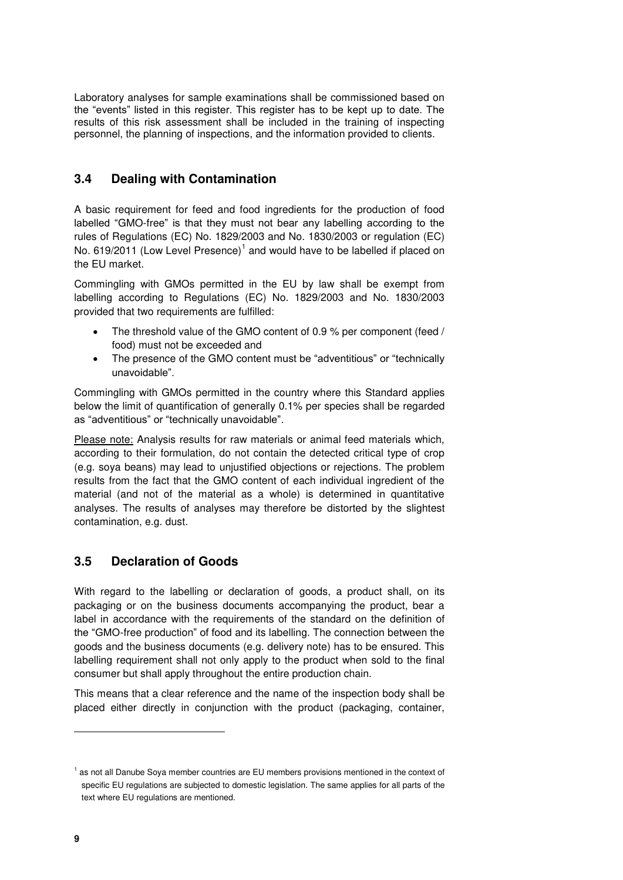Laboratory analyses for sample examinations shall be commissioned based on the “events” listed in this register. This register has to be kept up to date. The results of this risk assessment shall be included in the training of inspecting personnel, the planning of inspections, and the information provided to clients.

## 3.4 Dealing with Contamination

A basic requirement for feed and food ingredients for the production of food labelled “GMO-free” is that they must not bear any labelling according to the rules of Regulations (EC) No. 1829/2003 and No. 1830/2003 or regulation (EC) No. 619/2011 (Low Level Presence)[1] and would have to be labelled if placed on the EU market.

Commingling with GMOs permitted in the EU by law shall be exempt from labelling according to Regulations (EC) No. 1829/2003 and No. 1830/2003 provided that two requirements are fulfilled:

- The threshold value of the GMO content of 0.9 % per component (feed / food) must not be exceeded and
- The presence of the GMO content must be “adventitious” or “technically unavoidable”.

Commingling with GMOs permitted in the country where this Standard applies below the limit of quantification of generally 0.1% per species shall be regarded as “adventitious” or “technically unavoidable”.

Please note: Analysis results for raw materials or animal feed materials which, according to their formulation, do not contain the detected critical type of crop (e.g. soya beans) may lead to unjustified objections or rejections. The problem results from the fact that the GMO content of each individual ingredient of the material (and not of the material as a whole) is determined in quantitative analyses. The results of analyses may therefore be distorted by the slightest contamination, e.g. dust.

## 3.5 Declaration of Goods

With regard to the labelling or declaration of goods, a product shall, on its packaging or on the business documents accompanying the product, bear a label in accordance with the requirements of the standard on the definition of the “GMO-free production” of food and its labelling. The connection between the goods and the business documents (e.g. delivery note) has to be ensured. This labelling requirement shall not only apply to the product when sold to the final consumer but shall apply throughout the entire production chain.

This means that a clear reference and the name of the inspection body shall be placed either directly in conjunction with the product (packaging, container,

---

[1] as not all Danube Soya member countries are EU members provisions mentioned in the context of specific EU regulations are subjected to domestic legislation. The same applies for all parts of the text where EU regulations are mentioned.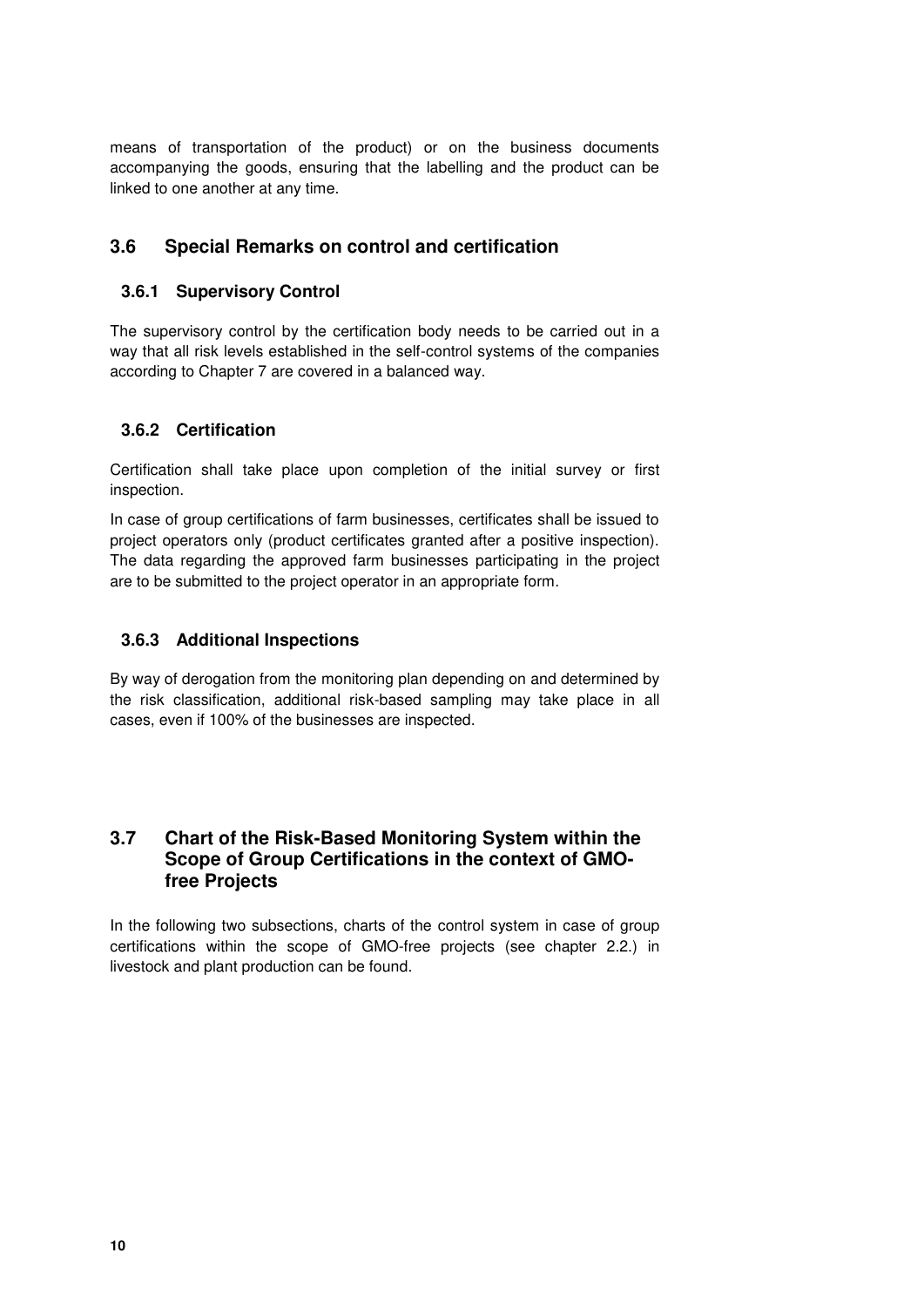means of transportation of the product) or on the business documents accompanying the goods, ensuring that the labelling and the product can be linked to one another at any time.

## 3.6 Special Remarks on control and certification

### 3.6.1 Supervisory Control

The supervisory control by the certification body needs to be carried out in a way that all risk levels established in the self-control systems of the companies according to Chapter 7 are covered in a balanced way.

### 3.6.2 Certification

Certification shall take place upon completion of the initial survey or first inspection.

In case of group certifications of farm businesses, certificates shall be issued to project operators only (product certificates granted after a positive inspection). The data regarding the approved farm businesses participating in the project are to be submitted to the project operator in an appropriate form.

### 3.6.3 Additional Inspections

By way of derogation from the monitoring plan depending on and determined by the risk classification, additional risk-based sampling may take place in all cases, even if 100% of the businesses are inspected.

## 3.7 Chart of the Risk-Based Monitoring System within the Scope of Group Certifications in the context of GMO-free Projects

In the following two subsections, charts of the control system in case of group certifications within the scope of GMO-free projects (see chapter 2.2.) in livestock and plant production can be found.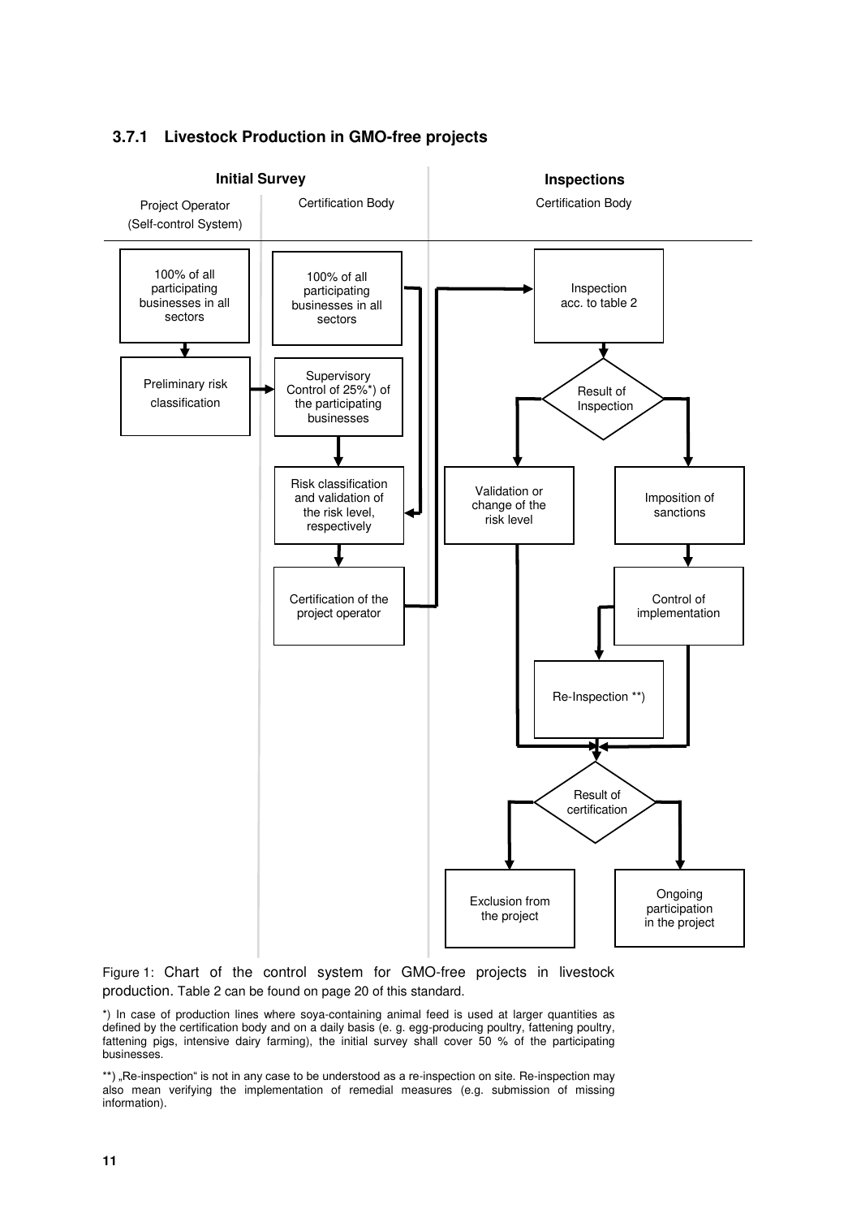### 3.7.1 Livestock Production in GMO-free projects

**Initial Survey**

Project Operator (Self-control System)

Certification Body

**Inspections**

Certification Body

100% of all participating businesses in all sectors

Preliminary risk classification

100% of all participating businesses in all sectors

Supervisory Control of 25%*) of the participating businesses

Risk classification and validation of the risk level, respectively

Certification of the project operator

Inspection acc. to table 2

Result of Inspection

Validation or change of the risk level

Imposition of sanctions

Control of implementation

Re-Inspection **)

Result of certification

Exclusion from the project

Ongoing participation in the project

Figure 1: Chart of the control system for GMO-free projects in livestock production. Table 2 can be found on page 20 of this standard.

*) In case of production lines where soya-containing animal feed is used at larger quantities as defined by the certification body and on a daily basis (e. g. egg-producing poultry, fattening poultry, fattening pigs, intensive dairy farming), the initial survey shall cover 50 % of the participating businesses.

**) „Re-inspection" is not in any case to be understood as a re-inspection on site. Re-inspection may also mean verifying the implementation of remedial measures (e.g. submission of missing information).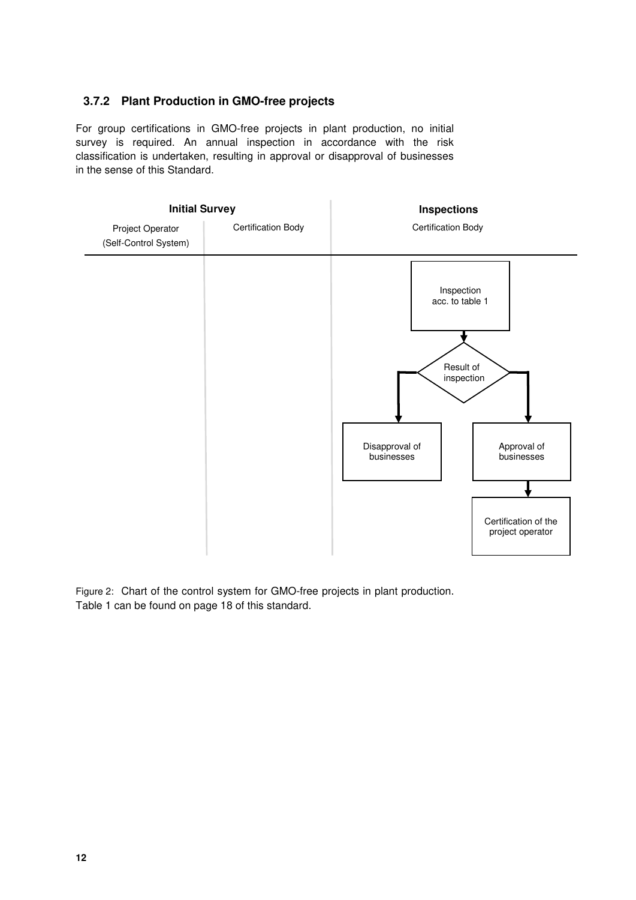### 3.7.2 Plant Production in GMO-free projects

For group certifications in GMO-free projects in plant production, no initial survey is required. An annual inspection in accordance with the risk classification is undertaken, resulting in approval or disapproval of businesses in the sense of this Standard.

| Initial Survey | | Inspections |
| --- | --- | --- |
| Project Operator (Self-Control System) | Certification Body | Certification Body |
| | | Inspection acc. to table 1 → Result of inspection → Disapproval of businesses / Approval of businesses → Certification of the project operator |

Figure 2: Chart of the control system for GMO-free projects in plant production. Table 1 can be found on page 18 of this standard.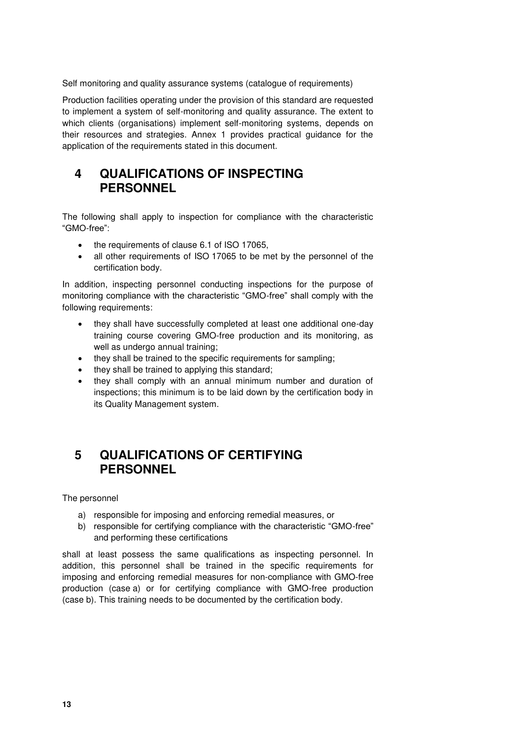Self monitoring and quality assurance systems (catalogue of requirements)

Production facilities operating under the provision of this standard are requested to implement a system of self-monitoring and quality assurance. The extent to which clients (organisations) implement self-monitoring systems, depends on their resources and strategies. Annex 1 provides practical guidance for the application of the requirements stated in this document.

# 4 QUALIFICATIONS OF INSPECTING PERSONNEL

The following shall apply to inspection for compliance with the characteristic "GMO-free":

- the requirements of clause 6.1 of ISO 17065,
- all other requirements of ISO 17065 to be met by the personnel of the certification body.

In addition, inspecting personnel conducting inspections for the purpose of monitoring compliance with the characteristic "GMO-free" shall comply with the following requirements:

- they shall have successfully completed at least one additional one-day training course covering GMO-free production and its monitoring, as well as undergo annual training;
- they shall be trained to the specific requirements for sampling;
- they shall be trained to applying this standard;
- they shall comply with an annual minimum number and duration of inspections; this minimum is to be laid down by the certification body in its Quality Management system.

# 5 QUALIFICATIONS OF CERTIFYING PERSONNEL

The personnel

a) responsible for imposing and enforcing remedial measures, or
b) responsible for certifying compliance with the characteristic "GMO-free" and performing these certifications

shall at least possess the same qualifications as inspecting personnel. In addition, this personnel shall be trained in the specific requirements for imposing and enforcing remedial measures for non-compliance with GMO-free production (case a) or for certifying compliance with GMO-free production (case b). This training needs to be documented by the certification body.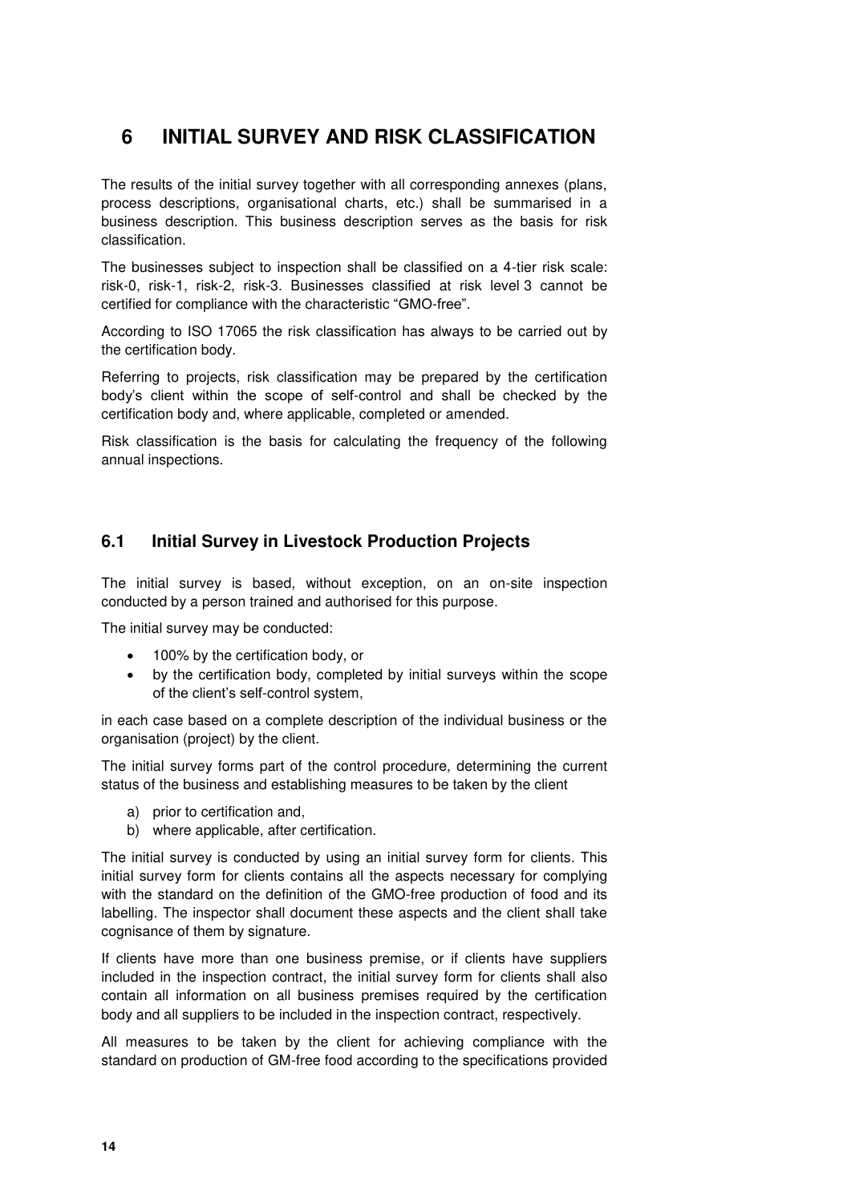# 6 INITIAL SURVEY AND RISK CLASSIFICATION

The results of the initial survey together with all corresponding annexes (plans, process descriptions, organisational charts, etc.) shall be summarised in a business description. This business description serves as the basis for risk classification.

The businesses subject to inspection shall be classified on a 4-tier risk scale: risk-0, risk-1, risk-2, risk-3. Businesses classified at risk level 3 cannot be certified for compliance with the characteristic "GMO-free".

According to ISO 17065 the risk classification has always to be carried out by the certification body.

Referring to projects, risk classification may be prepared by the certification body's client within the scope of self-control and shall be checked by the certification body and, where applicable, completed or amended.

Risk classification is the basis for calculating the frequency of the following annual inspections.

## 6.1 Initial Survey in Livestock Production Projects

The initial survey is based, without exception, on an on-site inspection conducted by a person trained and authorised for this purpose.

The initial survey may be conducted:

- 100% by the certification body, or
- by the certification body, completed by initial surveys within the scope of the client's self-control system,

in each case based on a complete description of the individual business or the organisation (project) by the client.

The initial survey forms part of the control procedure, determining the current status of the business and establishing measures to be taken by the client

a) prior to certification and,
b) where applicable, after certification.

The initial survey is conducted by using an initial survey form for clients. This initial survey form for clients contains all the aspects necessary for complying with the standard on the definition of the GMO-free production of food and its labelling. The inspector shall document these aspects and the client shall take cognisance of them by signature.

If clients have more than one business premise, or if clients have suppliers included in the inspection contract, the initial survey form for clients shall also contain all information on all business premises required by the certification body and all suppliers to be included in the inspection contract, respectively.

All measures to be taken by the client for achieving compliance with the standard on production of GM-free food according to the specifications provided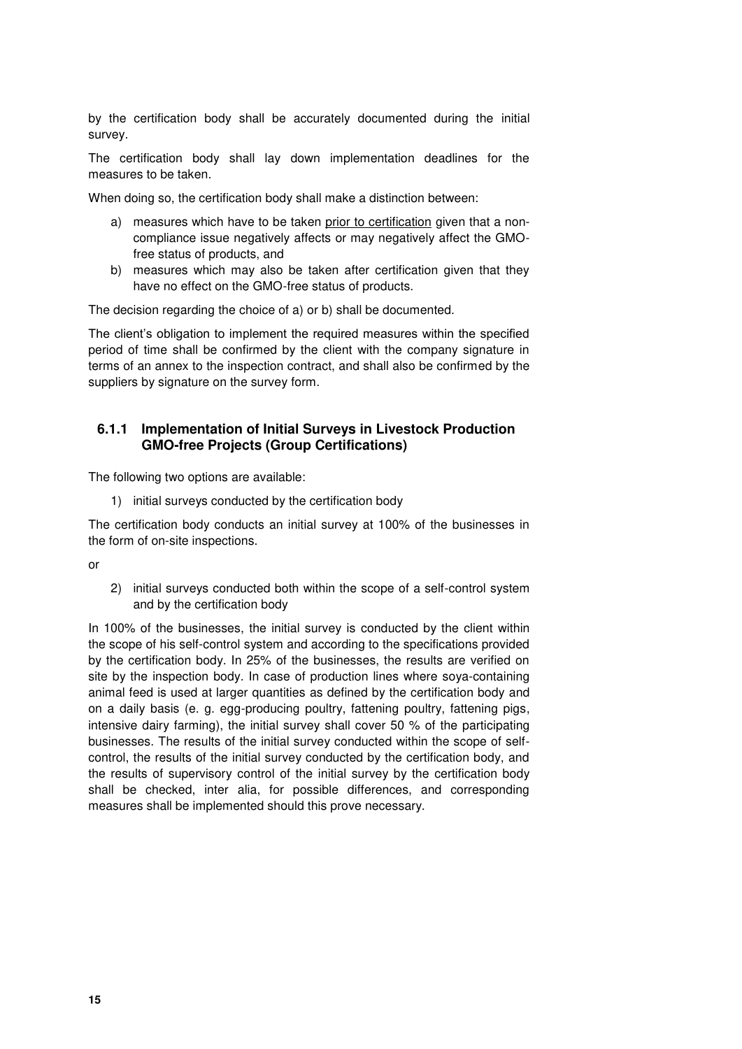by the certification body shall be accurately documented during the initial survey.

The certification body shall lay down implementation deadlines for the measures to be taken.

When doing so, the certification body shall make a distinction between:

a) measures which have to be taken prior to certification given that a non-compliance issue negatively affects or may negatively affect the GMO-free status of products, and
b) measures which may also be taken after certification given that they have no effect on the GMO-free status of products.

The decision regarding the choice of a) or b) shall be documented.

The client's obligation to implement the required measures within the specified period of time shall be confirmed by the client with the company signature in terms of an annex to the inspection contract, and shall also be confirmed by the suppliers by signature on the survey form.

### 6.1.1 Implementation of Initial Surveys in Livestock Production GMO-free Projects (Group Certifications)

The following two options are available:

1) initial surveys conducted by the certification body

The certification body conducts an initial survey at 100% of the businesses in the form of on-site inspections.

or

2) initial surveys conducted both within the scope of a self-control system and by the certification body

In 100% of the businesses, the initial survey is conducted by the client within the scope of his self-control system and according to the specifications provided by the certification body. In 25% of the businesses, the results are verified on site by the inspection body. In case of production lines where soya-containing animal feed is used at larger quantities as defined by the certification body and on a daily basis (e. g. egg-producing poultry, fattening poultry, fattening pigs, intensive dairy farming), the initial survey shall cover 50 % of the participating businesses. The results of the initial survey conducted within the scope of self-control, the results of the initial survey conducted by the certification body, and the results of supervisory control of the initial survey by the certification body shall be checked, inter alia, for possible differences, and corresponding measures shall be implemented should this prove necessary.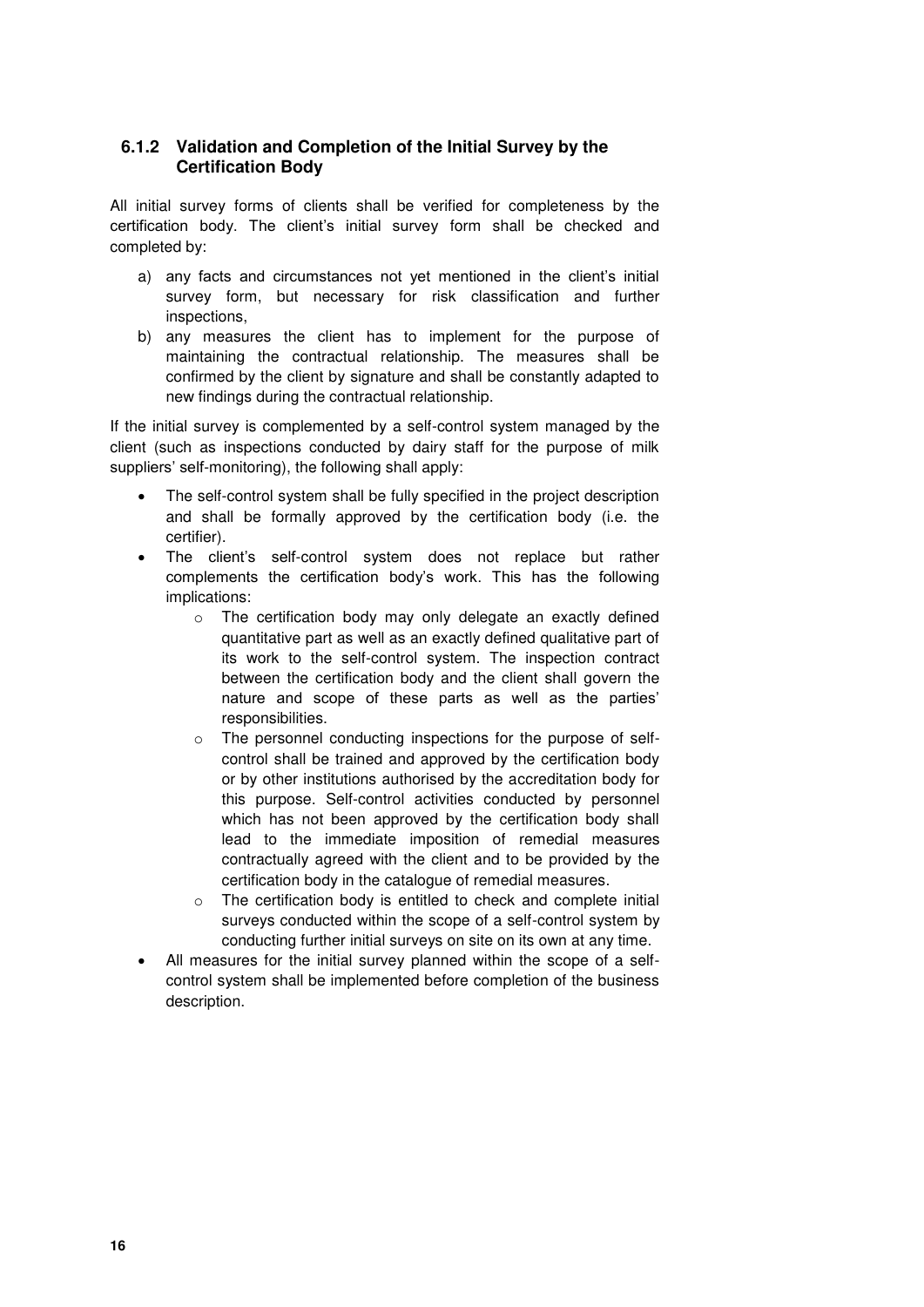### 6.1.2 Validation and Completion of the Initial Survey by the Certification Body

All initial survey forms of clients shall be verified for completeness by the certification body. The client's initial survey form shall be checked and completed by:

a) any facts and circumstances not yet mentioned in the client's initial survey form, but necessary for risk classification and further inspections,
b) any measures the client has to implement for the purpose of maintaining the contractual relationship. The measures shall be confirmed by the client by signature and shall be constantly adapted to new findings during the contractual relationship.

If the initial survey is complemented by a self-control system managed by the client (such as inspections conducted by dairy staff for the purpose of milk suppliers' self-monitoring), the following shall apply:

- The self-control system shall be fully specified in the project description and shall be formally approved by the certification body (i.e. the certifier).
- The client's self-control system does not replace but rather complements the certification body's work. This has the following implications:
    - The certification body may only delegate an exactly defined quantitative part as well as an exactly defined qualitative part of its work to the self-control system. The inspection contract between the certification body and the client shall govern the nature and scope of these parts as well as the parties' responsibilities.
    - The personnel conducting inspections for the purpose of self-control shall be trained and approved by the certification body or by other institutions authorised by the accreditation body for this purpose. Self-control activities conducted by personnel which has not been approved by the certification body shall lead to the immediate imposition of remedial measures contractually agreed with the client and to be provided by the certification body in the catalogue of remedial measures.
    - The certification body is entitled to check and complete initial surveys conducted within the scope of a self-control system by conducting further initial surveys on site on its own at any time.
- All measures for the initial survey planned within the scope of a self-control system shall be implemented before completion of the business description.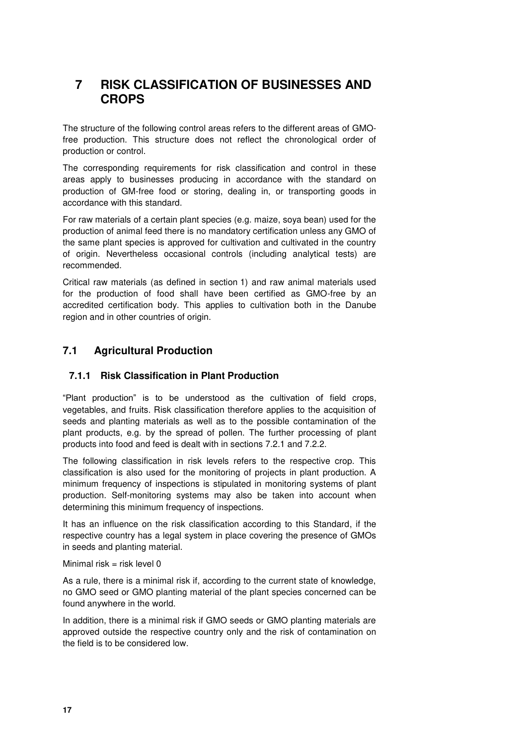# 7 RISK CLASSIFICATION OF BUSINESSES AND CROPS

The structure of the following control areas refers to the different areas of GMO-free production. This structure does not reflect the chronological order of production or control.

The corresponding requirements for risk classification and control in these areas apply to businesses producing in accordance with the standard on production of GM-free food or storing, dealing in, or transporting goods in accordance with this standard.

For raw materials of a certain plant species (e.g. maize, soya bean) used for the production of animal feed there is no mandatory certification unless any GMO of the same plant species is approved for cultivation and cultivated in the country of origin. Nevertheless occasional controls (including analytical tests) are recommended.

Critical raw materials (as defined in section 1) and raw animal materials used for the production of food shall have been certified as GMO-free by an accredited certification body. This applies to cultivation both in the Danube region and in other countries of origin.

## 7.1 Agricultural Production

### 7.1.1 Risk Classification in Plant Production

"Plant production" is to be understood as the cultivation of field crops, vegetables, and fruits. Risk classification therefore applies to the acquisition of seeds and planting materials as well as to the possible contamination of the plant products, e.g. by the spread of pollen. The further processing of plant products into food and feed is dealt with in sections 7.2.1 and 7.2.2.

The following classification in risk levels refers to the respective crop. This classification is also used for the monitoring of projects in plant production. A minimum frequency of inspections is stipulated in monitoring systems of plant production. Self-monitoring systems may also be taken into account when determining this minimum frequency of inspections.

It has an influence on the risk classification according to this Standard, if the respective country has a legal system in place covering the presence of GMOs in seeds and planting material.

Minimal risk = risk level 0

As a rule, there is a minimal risk if, according to the current state of knowledge, no GMO seed or GMO planting material of the plant species concerned can be found anywhere in the world.

In addition, there is a minimal risk if GMO seeds or GMO planting materials are approved outside the respective country only and the risk of contamination on the field is to be considered low.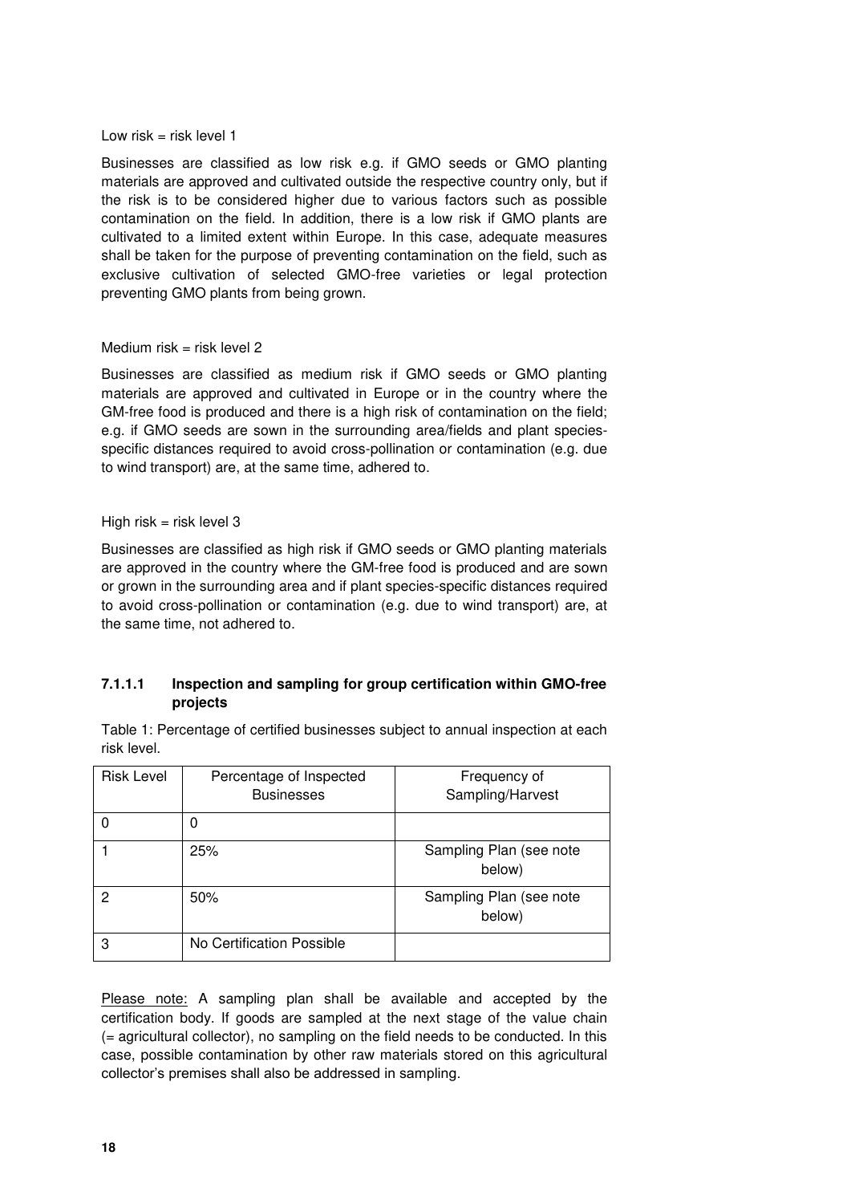Low risk = risk level 1

Businesses are classified as low risk e.g. if GMO seeds or GMO planting materials are approved and cultivated outside the respective country only, but if the risk is to be considered higher due to various factors such as possible contamination on the field. In addition, there is a low risk if GMO plants are cultivated to a limited extent within Europe. In this case, adequate measures shall be taken for the purpose of preventing contamination on the field, such as exclusive cultivation of selected GMO-free varieties or legal protection preventing GMO plants from being grown.

Medium risk = risk level 2

Businesses are classified as medium risk if GMO seeds or GMO planting materials are approved and cultivated in Europe or in the country where the GM-free food is produced and there is a high risk of contamination on the field; e.g. if GMO seeds are sown in the surrounding area/fields and plant species-specific distances required to avoid cross-pollination or contamination (e.g. due to wind transport) are, at the same time, adhered to.

High risk = risk level 3

Businesses are classified as high risk if GMO seeds or GMO planting materials are approved in the country where the GM-free food is produced and are sown or grown in the surrounding area and if plant species-specific distances required to avoid cross-pollination or contamination (e.g. due to wind transport) are, at the same time, not adhered to.

#### 7.1.1.1 Inspection and sampling for group certification within GMO-free projects

Table 1: Percentage of certified businesses subject to annual inspection at each risk level.

| Risk Level | Percentage of Inspected Businesses | Frequency of Sampling/Harvest |
|---|---|---|
| 0 | 0 | |
| 1 | 25% | Sampling Plan (see note below) |
| 2 | 50% | Sampling Plan (see note below) |
| 3 | No Certification Possible | |

Please note: A sampling plan shall be available and accepted by the certification body. If goods are sampled at the next stage of the value chain (= agricultural collector), no sampling on the field needs to be conducted. In this case, possible contamination by other raw materials stored on this agricultural collector's premises shall also be addressed in sampling.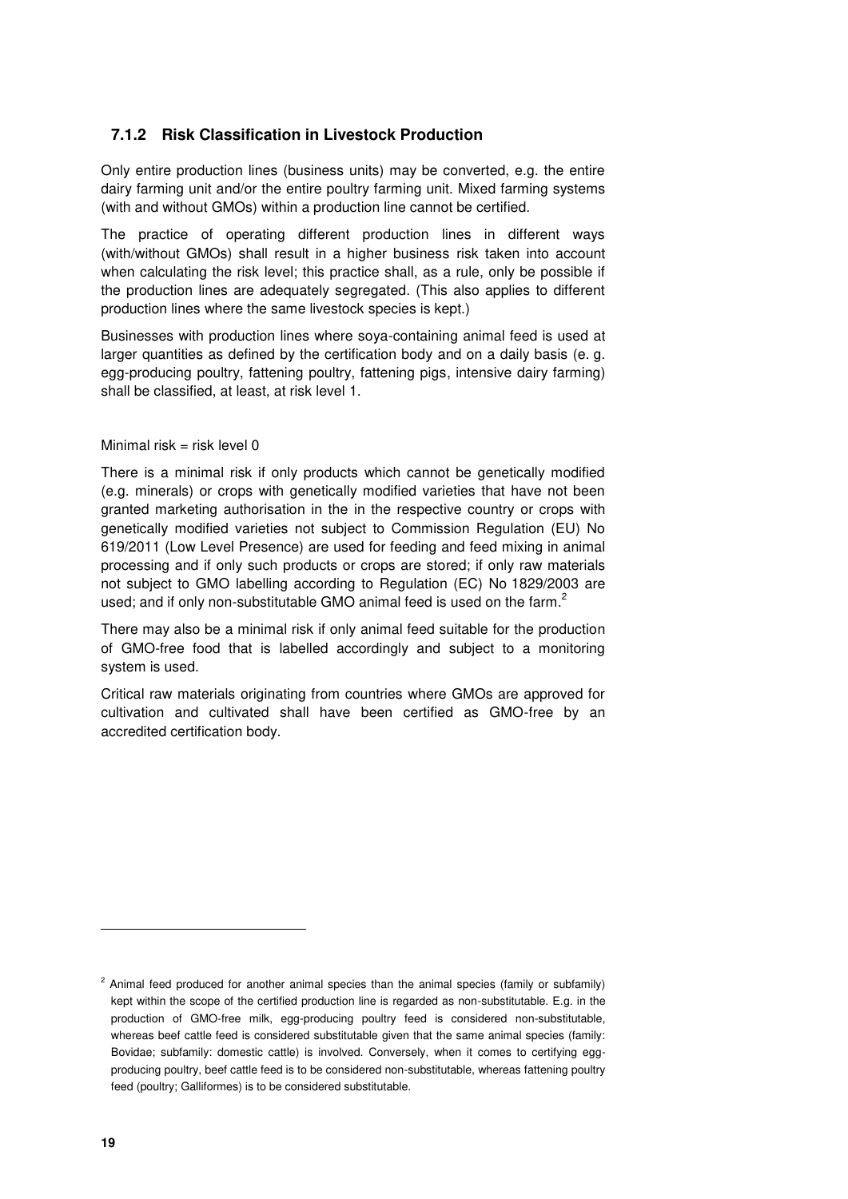### 7.1.2 Risk Classification in Livestock Production

Only entire production lines (business units) may be converted, e.g. the entire dairy farming unit and/or the entire poultry farming unit. Mixed farming systems (with and without GMOs) within a production line cannot be certified.

The practice of operating different production lines in different ways (with/without GMOs) shall result in a higher business risk taken into account when calculating the risk level; this practice shall, as a rule, only be possible if the production lines are adequately segregated. (This also applies to different production lines where the same livestock species is kept.)

Businesses with production lines where soya-containing animal feed is used at larger quantities as defined by the certification body and on a daily basis (e. g. egg-producing poultry, fattening poultry, fattening pigs, intensive dairy farming) shall be classified, at least, at risk level 1.

Minimal risk = risk level 0

There is a minimal risk if only products which cannot be genetically modified (e.g. minerals) or crops with genetically modified varieties that have not been granted marketing authorisation in the in the respective country or crops with genetically modified varieties not subject to Commission Regulation (EU) No 619/2011 (Low Level Presence) are used for feeding and feed mixing in animal processing and if only such products or crops are stored; if only raw materials not subject to GMO labelling according to Regulation (EC) No 1829/2003 are used; and if only non-substitutable GMO animal feed is used on the farm.[2]

There may also be a minimal risk if only animal feed suitable for the production of GMO-free food that is labelled accordingly and subject to a monitoring system is used.

Critical raw materials originating from countries where GMOs are approved for cultivation and cultivated shall have been certified as GMO-free by an accredited certification body.

---

[2] Animal feed produced for another animal species than the animal species (family or subfamily) kept within the scope of the certified production line is regarded as non-substitutable. E.g. in the production of GMO-free milk, egg-producing poultry feed is considered non-substitutable, whereas beef cattle feed is considered substitutable given that the same animal species (family: Bovidae; subfamily: domestic cattle) is involved. Conversely, when it comes to certifying egg-producing poultry, beef cattle feed is to be considered non-substitutable, whereas fattening poultry feed (poultry; Galliformes) is to be considered substitutable.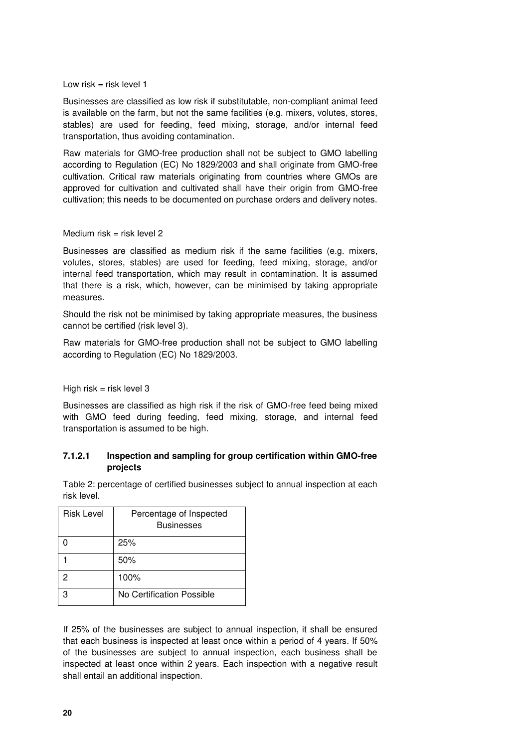Low risk = risk level 1

Businesses are classified as low risk if substitutable, non-compliant animal feed is available on the farm, but not the same facilities (e.g. mixers, volutes, stores, stables) are used for feeding, feed mixing, storage, and/or internal feed transportation, thus avoiding contamination.

Raw materials for GMO-free production shall not be subject to GMO labelling according to Regulation (EC) No 1829/2003 and shall originate from GMO-free cultivation. Critical raw materials originating from countries where GMOs are approved for cultivation and cultivated shall have their origin from GMO-free cultivation; this needs to be documented on purchase orders and delivery notes.

Medium risk = risk level 2

Businesses are classified as medium risk if the same facilities (e.g. mixers, volutes, stores, stables) are used for feeding, feed mixing, storage, and/or internal feed transportation, which may result in contamination. It is assumed that there is a risk, which, however, can be minimised by taking appropriate measures.

Should the risk not be minimised by taking appropriate measures, the business cannot be certified (risk level 3).

Raw materials for GMO-free production shall not be subject to GMO labelling according to Regulation (EC) No 1829/2003.

High risk = risk level 3

Businesses are classified as high risk if the risk of GMO-free feed being mixed with GMO feed during feeding, feed mixing, storage, and internal feed transportation is assumed to be high.

#### 7.1.2.1 Inspection and sampling for group certification within GMO-free projects

Table 2: percentage of certified businesses subject to annual inspection at each risk level.

| Risk Level | Percentage of Inspected Businesses |
|---|---|
| 0 | 25% |
| 1 | 50% |
| 2 | 100% |
| 3 | No Certification Possible |

If 25% of the businesses are subject to annual inspection, it shall be ensured that each business is inspected at least once within a period of 4 years. If 50% of the businesses are subject to annual inspection, each business shall be inspected at least once within 2 years. Each inspection with a negative result shall entail an additional inspection.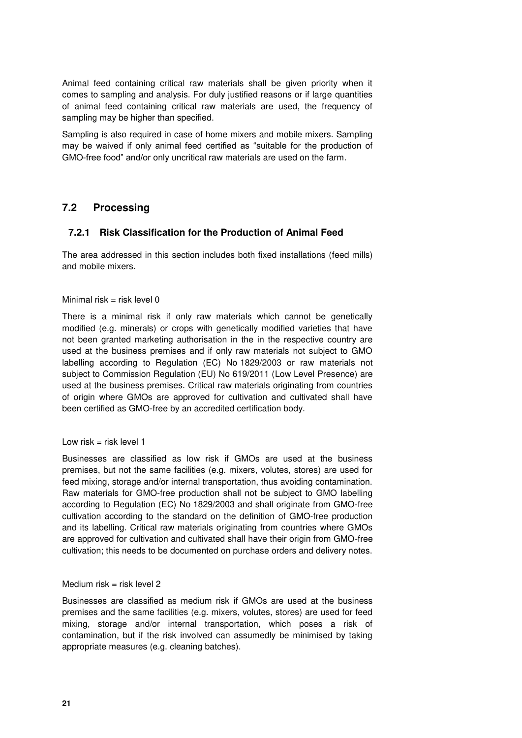Animal feed containing critical raw materials shall be given priority when it comes to sampling and analysis. For duly justified reasons or if large quantities of animal feed containing critical raw materials are used, the frequency of sampling may be higher than specified.

Sampling is also required in case of home mixers and mobile mixers. Sampling may be waived if only animal feed certified as "suitable for the production of GMO-free food" and/or only uncritical raw materials are used on the farm.

## 7.2 Processing

### 7.2.1 Risk Classification for the Production of Animal Feed

The area addressed in this section includes both fixed installations (feed mills) and mobile mixers.

Minimal risk = risk level 0

There is a minimal risk if only raw materials which cannot be genetically modified (e.g. minerals) or crops with genetically modified varieties that have not been granted marketing authorisation in the in the respective country are used at the business premises and if only raw materials not subject to GMO labelling according to Regulation (EC) No 1829/2003 or raw materials not subject to Commission Regulation (EU) No 619/2011 (Low Level Presence) are used at the business premises. Critical raw materials originating from countries of origin where GMOs are approved for cultivation and cultivated shall have been certified as GMO-free by an accredited certification body.

Low risk = risk level 1

Businesses are classified as low risk if GMOs are used at the business premises, but not the same facilities (e.g. mixers, volutes, stores) are used for feed mixing, storage and/or internal transportation, thus avoiding contamination. Raw materials for GMO-free production shall not be subject to GMO labelling according to Regulation (EC) No 1829/2003 and shall originate from GMO-free cultivation according to the standard on the definition of GMO-free production and its labelling. Critical raw materials originating from countries where GMOs are approved for cultivation and cultivated shall have their origin from GMO-free cultivation; this needs to be documented on purchase orders and delivery notes.

Medium risk = risk level 2

Businesses are classified as medium risk if GMOs are used at the business premises and the same facilities (e.g. mixers, volutes, stores) are used for feed mixing, storage and/or internal transportation, which poses a risk of contamination, but if the risk involved can assumedly be minimised by taking appropriate measures (e.g. cleaning batches).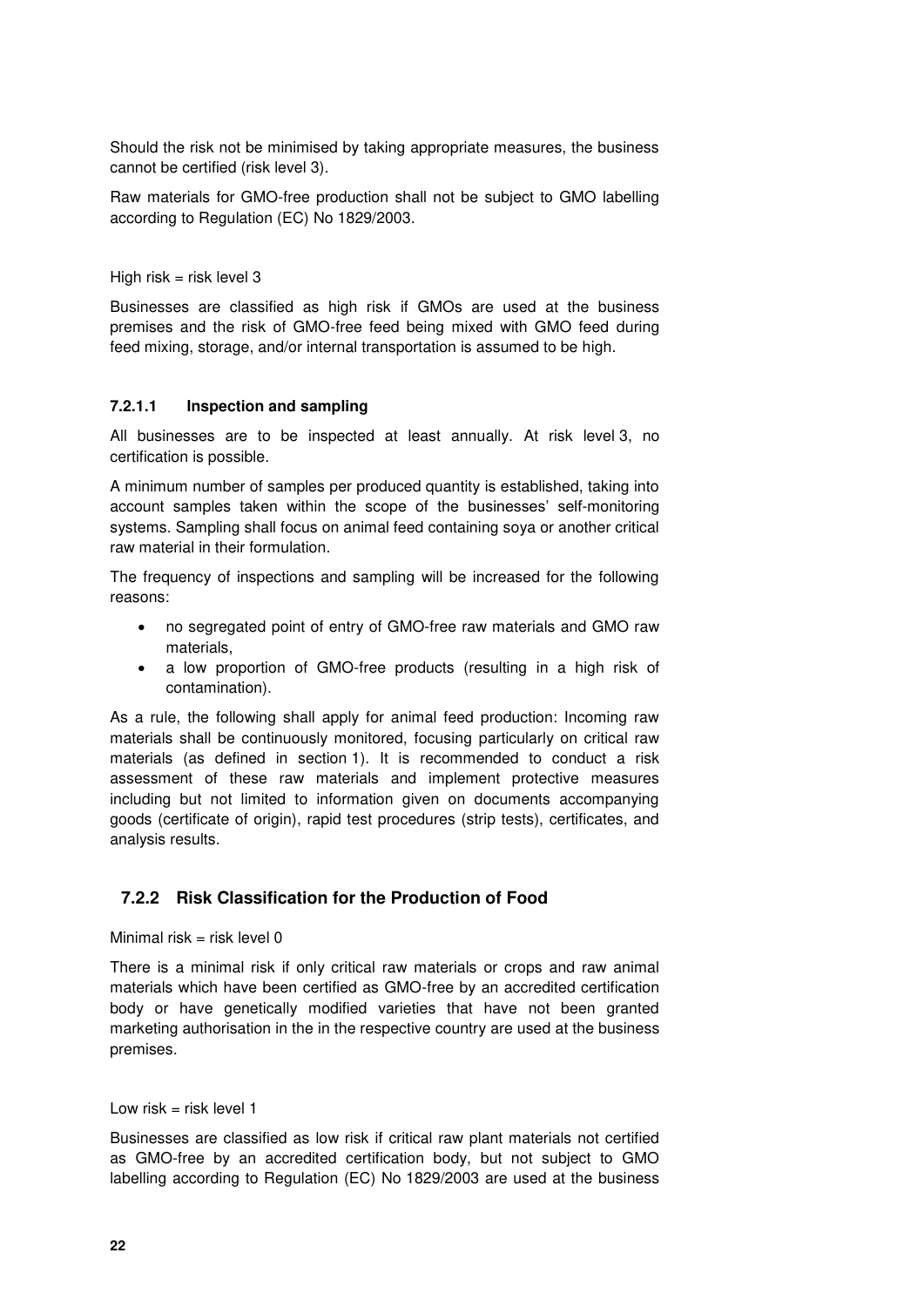Should the risk not be minimised by taking appropriate measures, the business cannot be certified (risk level 3).

Raw materials for GMO-free production shall not be subject to GMO labelling according to Regulation (EC) No 1829/2003.

High risk = risk level 3

Businesses are classified as high risk if GMOs are used at the business premises and the risk of GMO-free feed being mixed with GMO feed during feed mixing, storage, and/or internal transportation is assumed to be high.

#### 7.2.1.1 Inspection and sampling

All businesses are to be inspected at least annually. At risk level 3, no certification is possible.

A minimum number of samples per produced quantity is established, taking into account samples taken within the scope of the businesses' self-monitoring systems. Sampling shall focus on animal feed containing soya or another critical raw material in their formulation.

The frequency of inspections and sampling will be increased for the following reasons:

- no segregated point of entry of GMO-free raw materials and GMO raw materials,
- a low proportion of GMO-free products (resulting in a high risk of contamination).

As a rule, the following shall apply for animal feed production: Incoming raw materials shall be continuously monitored, focusing particularly on critical raw materials (as defined in section 1). It is recommended to conduct a risk assessment of these raw materials and implement protective measures including but not limited to information given on documents accompanying goods (certificate of origin), rapid test procedures (strip tests), certificates, and analysis results.

### 7.2.2 Risk Classification for the Production of Food

Minimal risk = risk level 0

There is a minimal risk if only critical raw materials or crops and raw animal materials which have been certified as GMO-free by an accredited certification body or have genetically modified varieties that have not been granted marketing authorisation in the in the respective country are used at the business premises.

Low risk = risk level 1

Businesses are classified as low risk if critical raw plant materials not certified as GMO-free by an accredited certification body, but not subject to GMO labelling according to Regulation (EC) No 1829/2003 are used at the business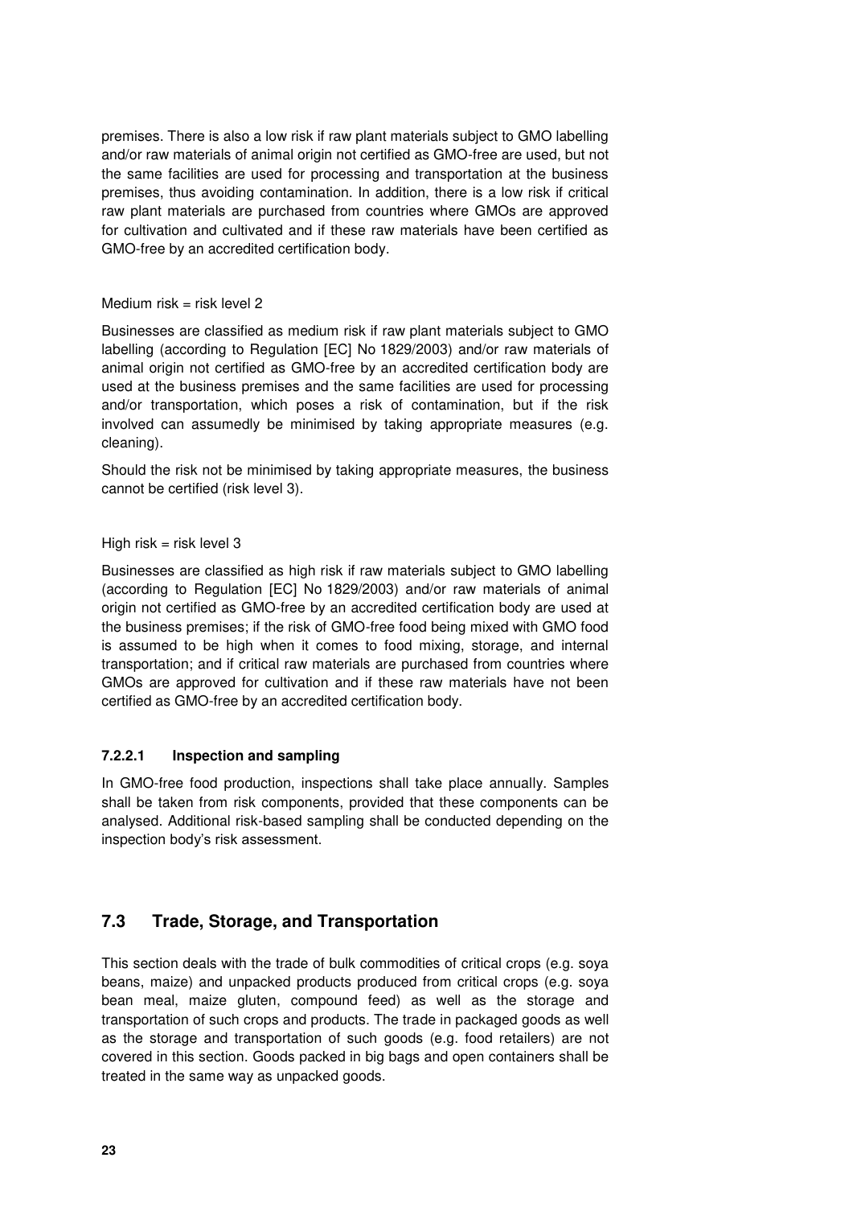premises. There is also a low risk if raw plant materials subject to GMO labelling and/or raw materials of animal origin not certified as GMO-free are used, but not the same facilities are used for processing and transportation at the business premises, thus avoiding contamination. In addition, there is a low risk if critical raw plant materials are purchased from countries where GMOs are approved for cultivation and cultivated and if these raw materials have been certified as GMO-free by an accredited certification body.

Medium risk = risk level 2

Businesses are classified as medium risk if raw plant materials subject to GMO labelling (according to Regulation [EC] No 1829/2003) and/or raw materials of animal origin not certified as GMO-free by an accredited certification body are used at the business premises and the same facilities are used for processing and/or transportation, which poses a risk of contamination, but if the risk involved can assumedly be minimised by taking appropriate measures (e.g. cleaning).

Should the risk not be minimised by taking appropriate measures, the business cannot be certified (risk level 3).

High risk = risk level 3

Businesses are classified as high risk if raw materials subject to GMO labelling (according to Regulation [EC] No 1829/2003) and/or raw materials of animal origin not certified as GMO-free by an accredited certification body are used at the business premises; if the risk of GMO-free food being mixed with GMO food is assumed to be high when it comes to food mixing, storage, and internal transportation; and if critical raw materials are purchased from countries where GMOs are approved for cultivation and if these raw materials have not been certified as GMO-free by an accredited certification body.

#### 7.2.2.1 Inspection and sampling

In GMO-free food production, inspections shall take place annually. Samples shall be taken from risk components, provided that these components can be analysed. Additional risk-based sampling shall be conducted depending on the inspection body's risk assessment.

## 7.3 Trade, Storage, and Transportation

This section deals with the trade of bulk commodities of critical crops (e.g. soya beans, maize) and unpacked products produced from critical crops (e.g. soya bean meal, maize gluten, compound feed) as well as the storage and transportation of such crops and products. The trade in packaged goods as well as the storage and transportation of such goods (e.g. food retailers) are not covered in this section. Goods packed in big bags and open containers shall be treated in the same way as unpacked goods.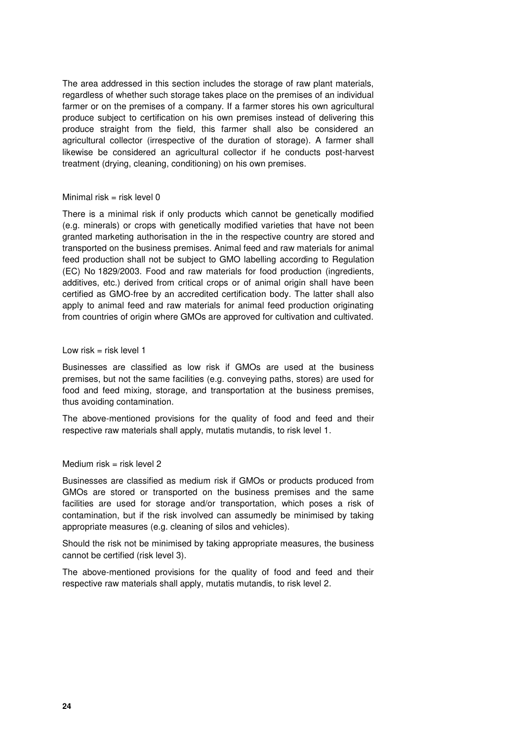The area addressed in this section includes the storage of raw plant materials, regardless of whether such storage takes place on the premises of an individual farmer or on the premises of a company. If a farmer stores his own agricultural produce subject to certification on his own premises instead of delivering this produce straight from the field, this farmer shall also be considered an agricultural collector (irrespective of the duration of storage). A farmer shall likewise be considered an agricultural collector if he conducts post-harvest treatment (drying, cleaning, conditioning) on his own premises.

Minimal risk = risk level 0

There is a minimal risk if only products which cannot be genetically modified (e.g. minerals) or crops with genetically modified varieties that have not been granted marketing authorisation in the in the respective country are stored and transported on the business premises. Animal feed and raw materials for animal feed production shall not be subject to GMO labelling according to Regulation (EC) No 1829/2003. Food and raw materials for food production (ingredients, additives, etc.) derived from critical crops or of animal origin shall have been certified as GMO-free by an accredited certification body. The latter shall also apply to animal feed and raw materials for animal feed production originating from countries of origin where GMOs are approved for cultivation and cultivated.

Low risk = risk level 1

Businesses are classified as low risk if GMOs are used at the business premises, but not the same facilities (e.g. conveying paths, stores) are used for food and feed mixing, storage, and transportation at the business premises, thus avoiding contamination.

The above-mentioned provisions for the quality of food and feed and their respective raw materials shall apply, mutatis mutandis, to risk level 1.

Medium risk = risk level 2

Businesses are classified as medium risk if GMOs or products produced from GMOs are stored or transported on the business premises and the same facilities are used for storage and/or transportation, which poses a risk of contamination, but if the risk involved can assumedly be minimised by taking appropriate measures (e.g. cleaning of silos and vehicles).

Should the risk not be minimised by taking appropriate measures, the business cannot be certified (risk level 3).

The above-mentioned provisions for the quality of food and feed and their respective raw materials shall apply, mutatis mutandis, to risk level 2.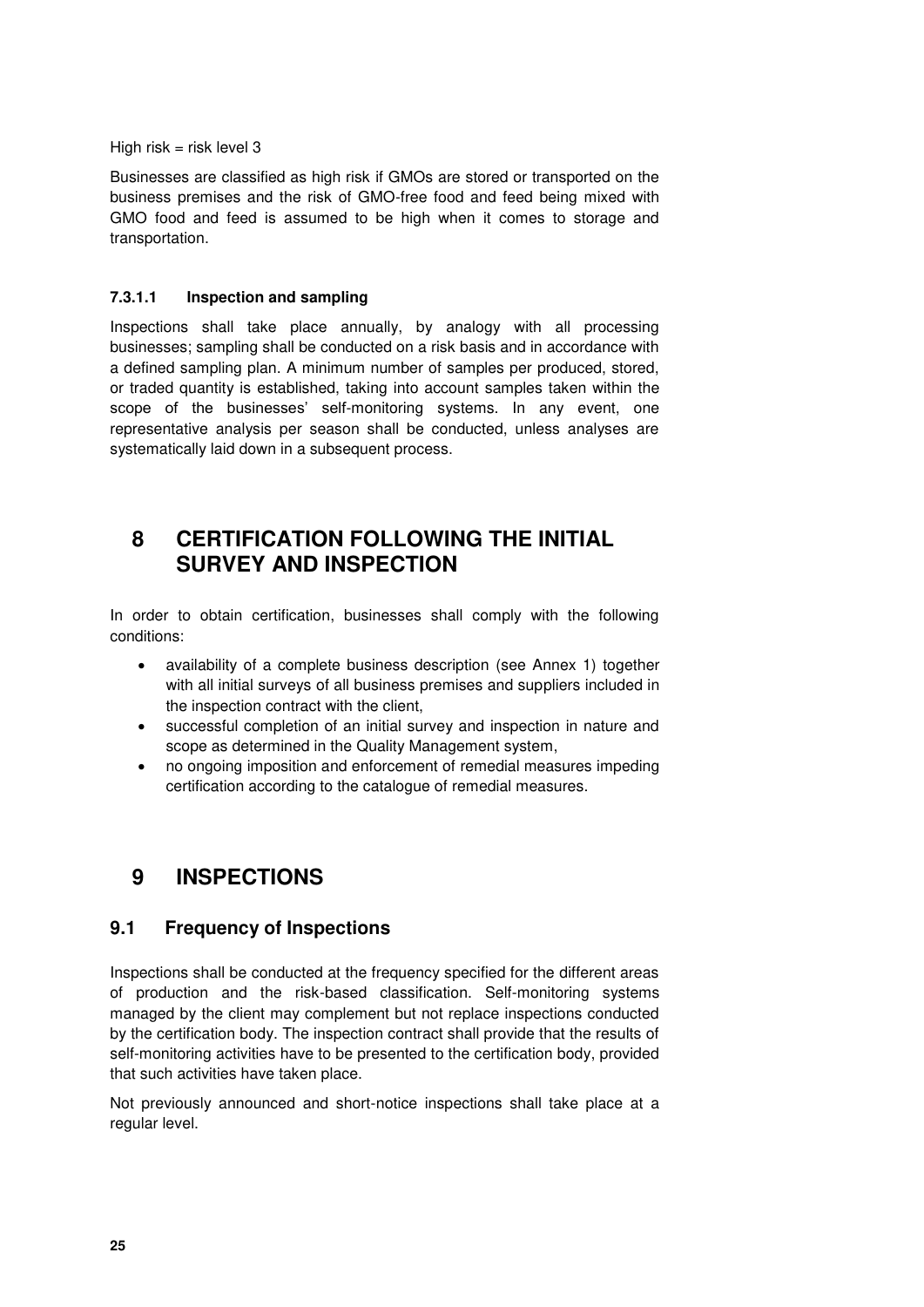High risk = risk level 3

Businesses are classified as high risk if GMOs are stored or transported on the business premises and the risk of GMO-free food and feed being mixed with GMO food and feed is assumed to be high when it comes to storage and transportation.

#### 7.3.1.1 Inspection and sampling

Inspections shall take place annually, by analogy with all processing businesses; sampling shall be conducted on a risk basis and in accordance with a defined sampling plan. A minimum number of samples per produced, stored, or traded quantity is established, taking into account samples taken within the scope of the businesses' self-monitoring systems. In any event, one representative analysis per season shall be conducted, unless analyses are systematically laid down in a subsequent process.

# 8 CERTIFICATION FOLLOWING THE INITIAL SURVEY AND INSPECTION

In order to obtain certification, businesses shall comply with the following conditions:

- availability of a complete business description (see Annex 1) together with all initial surveys of all business premises and suppliers included in the inspection contract with the client,
- successful completion of an initial survey and inspection in nature and scope as determined in the Quality Management system,
- no ongoing imposition and enforcement of remedial measures impeding certification according to the catalogue of remedial measures.

# 9 INSPECTIONS

## 9.1 Frequency of Inspections

Inspections shall be conducted at the frequency specified for the different areas of production and the risk-based classification. Self-monitoring systems managed by the client may complement but not replace inspections conducted by the certification body. The inspection contract shall provide that the results of self-monitoring activities have to be presented to the certification body, provided that such activities have taken place.

Not previously announced and short-notice inspections shall take place at a regular level.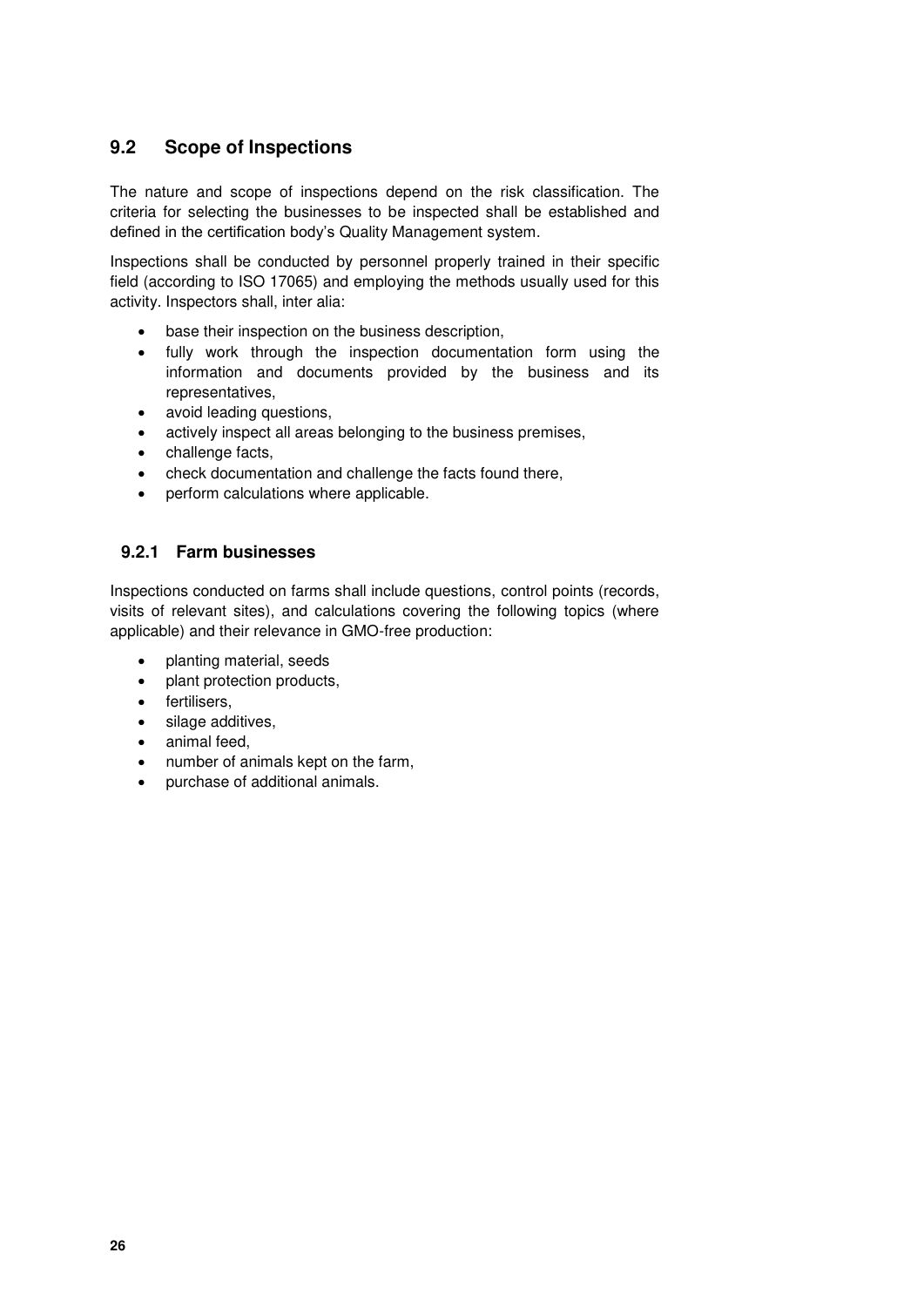## 9.2 Scope of Inspections

The nature and scope of inspections depend on the risk classification. The criteria for selecting the businesses to be inspected shall be established and defined in the certification body's Quality Management system.

Inspections shall be conducted by personnel properly trained in their specific field (according to ISO 17065) and employing the methods usually used for this activity. Inspectors shall, inter alia:

- base their inspection on the business description,
- fully work through the inspection documentation form using the information and documents provided by the business and its representatives,
- avoid leading questions,
- actively inspect all areas belonging to the business premises,
- challenge facts,
- check documentation and challenge the facts found there,
- perform calculations where applicable.

### 9.2.1 Farm businesses

Inspections conducted on farms shall include questions, control points (records, visits of relevant sites), and calculations covering the following topics (where applicable) and their relevance in GMO-free production:

- planting material, seeds
- plant protection products,
- fertilisers,
- silage additives,
- animal feed,
- number of animals kept on the farm,
- purchase of additional animals.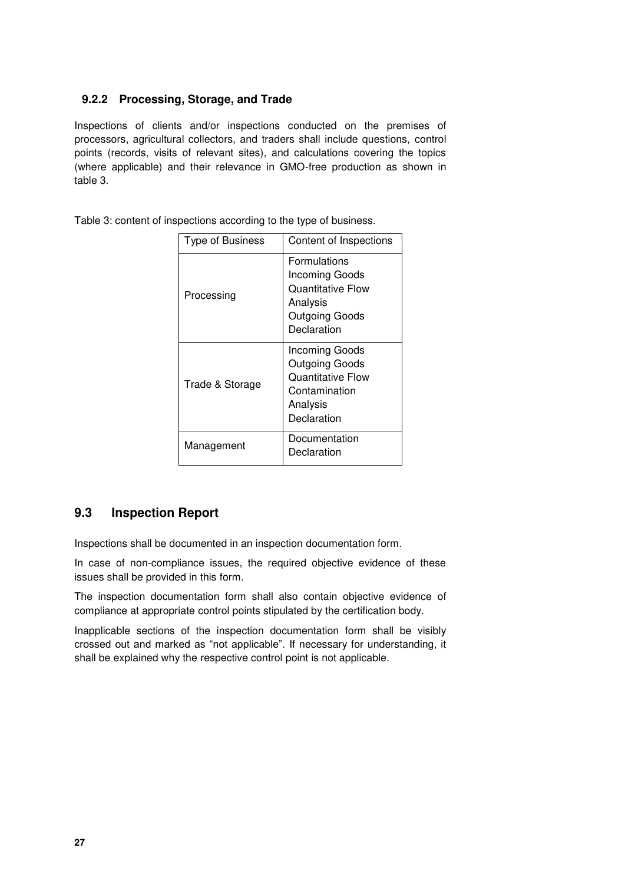### 9.2.2 Processing, Storage, and Trade

Inspections of clients and/or inspections conducted on the premises of processors, agricultural collectors, and traders shall include questions, control points (records, visits of relevant sites), and calculations covering the topics (where applicable) and their relevance in GMO-free production as shown in table 3.

Table 3: content of inspections according to the type of business.

| Type of Business | Content of Inspections |
|---|---|
| Processing | Formulations<br>Incoming Goods<br>Quantitative Flow<br>Analysis<br>Outgoing Goods<br>Declaration |
| Trade & Storage | Incoming Goods<br>Outgoing Goods<br>Quantitative Flow<br>Contamination<br>Analysis<br>Declaration |
| Management | Documentation<br>Declaration |

## 9.3 Inspection Report

Inspections shall be documented in an inspection documentation form.

In case of non-compliance issues, the required objective evidence of these issues shall be provided in this form.

The inspection documentation form shall also contain objective evidence of compliance at appropriate control points stipulated by the certification body.

Inapplicable sections of the inspection documentation form shall be visibly crossed out and marked as "not applicable". If necessary for understanding, it shall be explained why the respective control point is not applicable.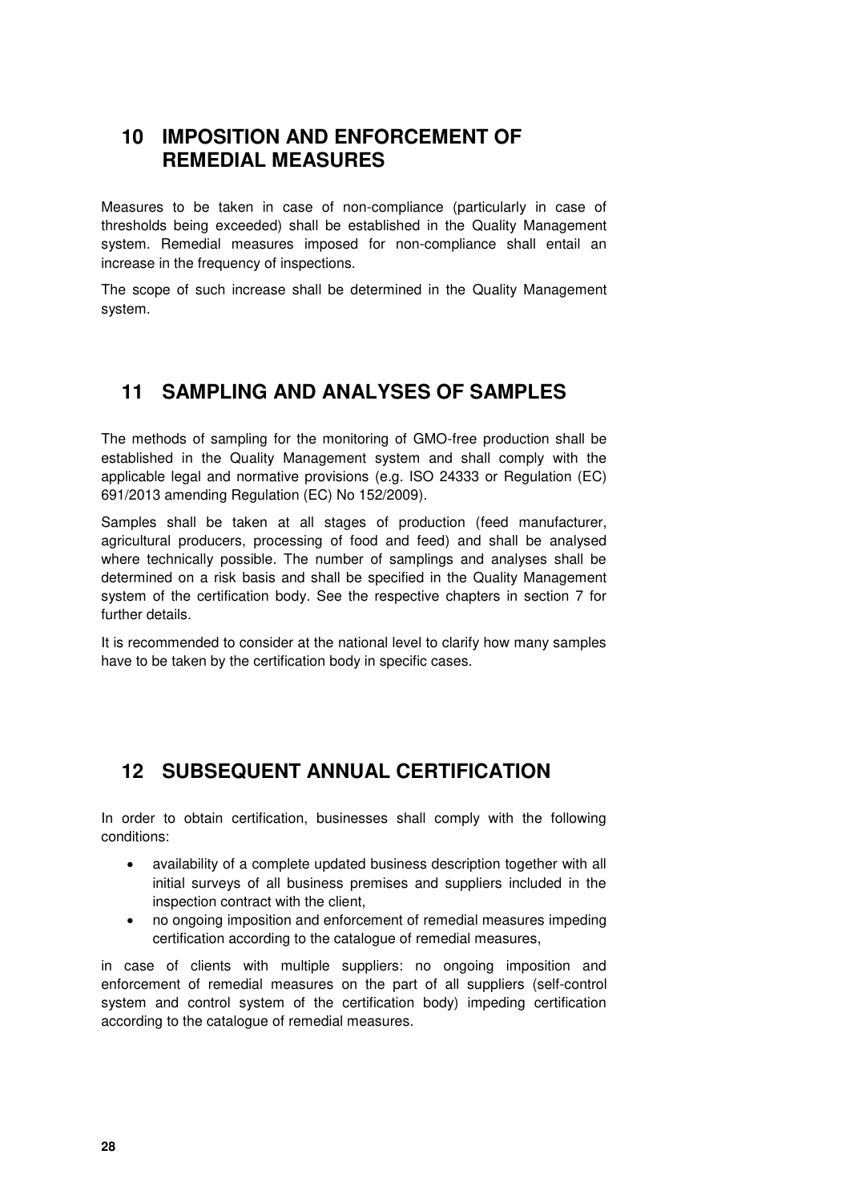## 10 IMPOSITION AND ENFORCEMENT OF REMEDIAL MEASURES

Measures to be taken in case of non-compliance (particularly in case of thresholds being exceeded) shall be established in the Quality Management system. Remedial measures imposed for non-compliance shall entail an increase in the frequency of inspections.

The scope of such increase shall be determined in the Quality Management system.

## 11 SAMPLING AND ANALYSES OF SAMPLES

The methods of sampling for the monitoring of GMO-free production shall be established in the Quality Management system and shall comply with the applicable legal and normative provisions (e.g. ISO 24333 or Regulation (EC) 691/2013 amending Regulation (EC) No 152/2009).

Samples shall be taken at all stages of production (feed manufacturer, agricultural producers, processing of food and feed) and shall be analysed where technically possible. The number of samplings and analyses shall be determined on a risk basis and shall be specified in the Quality Management system of the certification body. See the respective chapters in section 7 for further details.

It is recommended to consider at the national level to clarify how many samples have to be taken by the certification body in specific cases.

## 12 SUBSEQUENT ANNUAL CERTIFICATION

In order to obtain certification, businesses shall comply with the following conditions:

- availability of a complete updated business description together with all initial surveys of all business premises and suppliers included in the inspection contract with the client,
- no ongoing imposition and enforcement of remedial measures impeding certification according to the catalogue of remedial measures,

in case of clients with multiple suppliers: no ongoing imposition and enforcement of remedial measures on the part of all suppliers (self-control system and control system of the certification body) impeding certification according to the catalogue of remedial measures.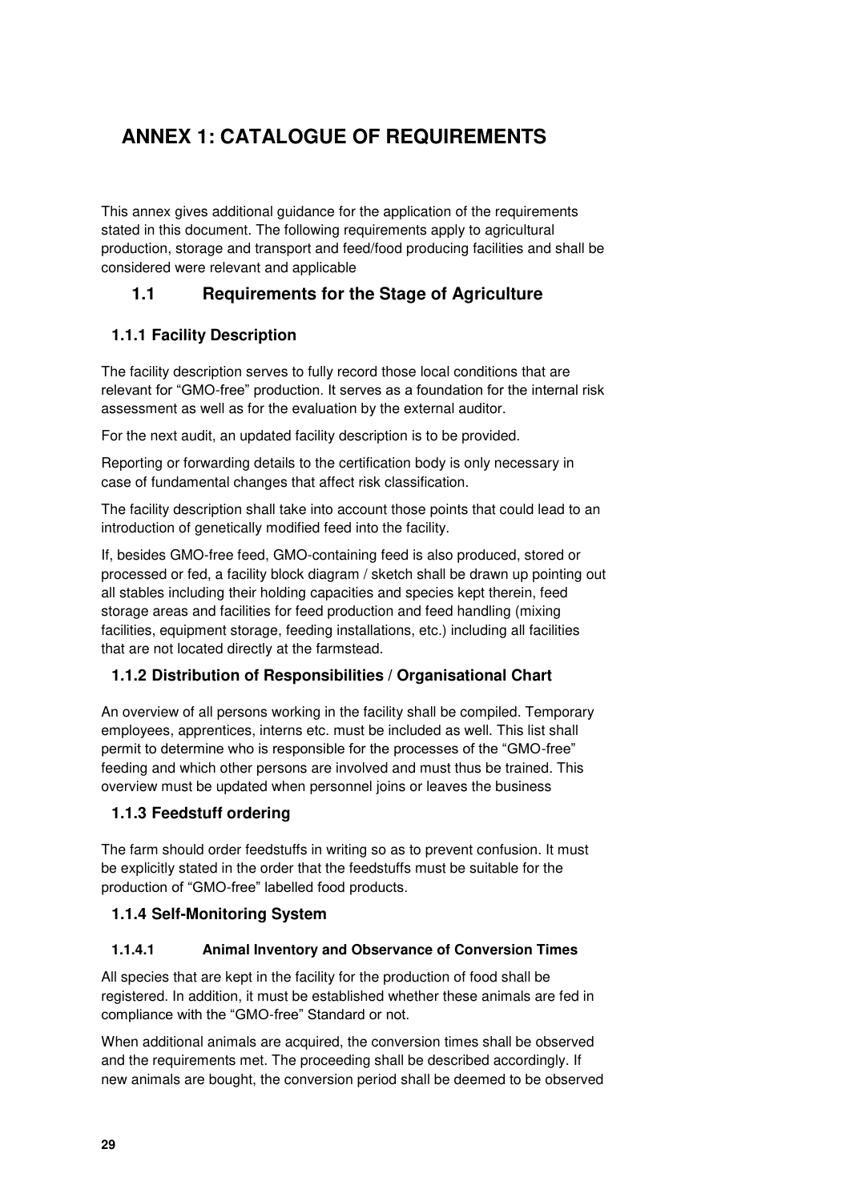# ANNEX 1: CATALOGUE OF REQUIREMENTS

This annex gives additional guidance for the application of the requirements stated in this document. The following requirements apply to agricultural production, storage and transport and feed/food producing facilities and shall be considered were relevant and applicable

## 1.1 Requirements for the Stage of Agriculture

### 1.1.1 Facility Description

The facility description serves to fully record those local conditions that are relevant for "GMO-free" production. It serves as a foundation for the internal risk assessment as well as for the evaluation by the external auditor.

For the next audit, an updated facility description is to be provided.

Reporting or forwarding details to the certification body is only necessary in case of fundamental changes that affect risk classification.

The facility description shall take into account those points that could lead to an introduction of genetically modified feed into the facility.

If, besides GMO-free feed, GMO-containing feed is also produced, stored or processed or fed, a facility block diagram / sketch shall be drawn up pointing out all stables including their holding capacities and species kept therein, feed storage areas and facilities for feed production and feed handling (mixing facilities, equipment storage, feeding installations, etc.) including all facilities that are not located directly at the farmstead.

### 1.1.2 Distribution of Responsibilities / Organisational Chart

An overview of all persons working in the facility shall be compiled. Temporary employees, apprentices, interns etc. must be included as well. This list shall permit to determine who is responsible for the processes of the "GMO-free" feeding and which other persons are involved and must thus be trained. This overview must be updated when personnel joins or leaves the business

### 1.1.3 Feedstuff ordering

The farm should order feedstuffs in writing so as to prevent confusion. It must be explicitly stated in the order that the feedstuffs must be suitable for the production of "GMO-free" labelled food products.

### 1.1.4 Self-Monitoring System

#### 1.1.4.1 Animal Inventory and Observance of Conversion Times

All species that are kept in the facility for the production of food shall be registered. In addition, it must be established whether these animals are fed in compliance with the "GMO-free" Standard or not.

When additional animals are acquired, the conversion times shall be observed and the requirements met. The proceeding shall be described accordingly. If new animals are bought, the conversion period shall be deemed to be observed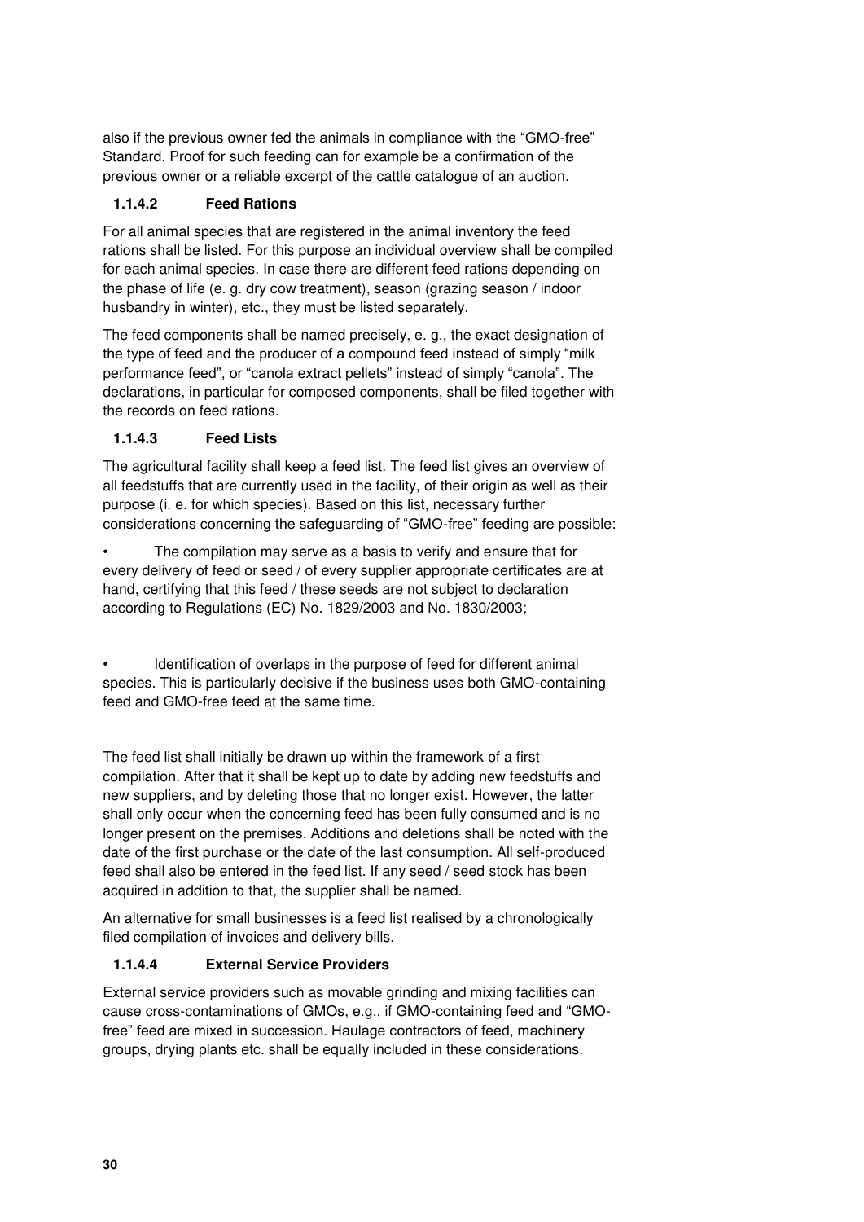also if the previous owner fed the animals in compliance with the "GMO-free" Standard. Proof for such feeding can for example be a confirmation of the previous owner or a reliable excerpt of the cattle catalogue of an auction.

#### 1.1.4.2 Feed Rations

For all animal species that are registered in the animal inventory the feed rations shall be listed. For this purpose an individual overview shall be compiled for each animal species. In case there are different feed rations depending on the phase of life (e. g. dry cow treatment), season (grazing season / indoor husbandry in winter), etc., they must be listed separately.

The feed components shall be named precisely, e. g., the exact designation of the type of feed and the producer of a compound feed instead of simply "milk performance feed", or "canola extract pellets" instead of simply "canola". The declarations, in particular for composed components, shall be filed together with the records on feed rations.

#### 1.1.4.3 Feed Lists

The agricultural facility shall keep a feed list. The feed list gives an overview of all feedstuffs that are currently used in the facility, of their origin as well as their purpose (i. e. for which species). Based on this list, necessary further considerations concerning the safeguarding of "GMO-free" feeding are possible:

- The compilation may serve as a basis to verify and ensure that for every delivery of feed or seed / of every supplier appropriate certificates are at hand, certifying that this feed / these seeds are not subject to declaration according to Regulations (EC) No. 1829/2003 and No. 1830/2003;

- Identification of overlaps in the purpose of feed for different animal species. This is particularly decisive if the business uses both GMO-containing feed and GMO-free feed at the same time.

The feed list shall initially be drawn up within the framework of a first compilation. After that it shall be kept up to date by adding new feedstuffs and new suppliers, and by deleting those that no longer exist. However, the latter shall only occur when the concerning feed has been fully consumed and is no longer present on the premises. Additions and deletions shall be noted with the date of the first purchase or the date of the last consumption. All self-produced feed shall also be entered in the feed list. If any seed / seed stock has been acquired in addition to that, the supplier shall be named.

An alternative for small businesses is a feed list realised by a chronologically filed compilation of invoices and delivery bills.

#### 1.1.4.4 External Service Providers

External service providers such as movable grinding and mixing facilities can cause cross-contaminations of GMOs, e.g., if GMO-containing feed and "GMO-free" feed are mixed in succession. Haulage contractors of feed, machinery groups, drying plants etc. shall be equally included in these considerations.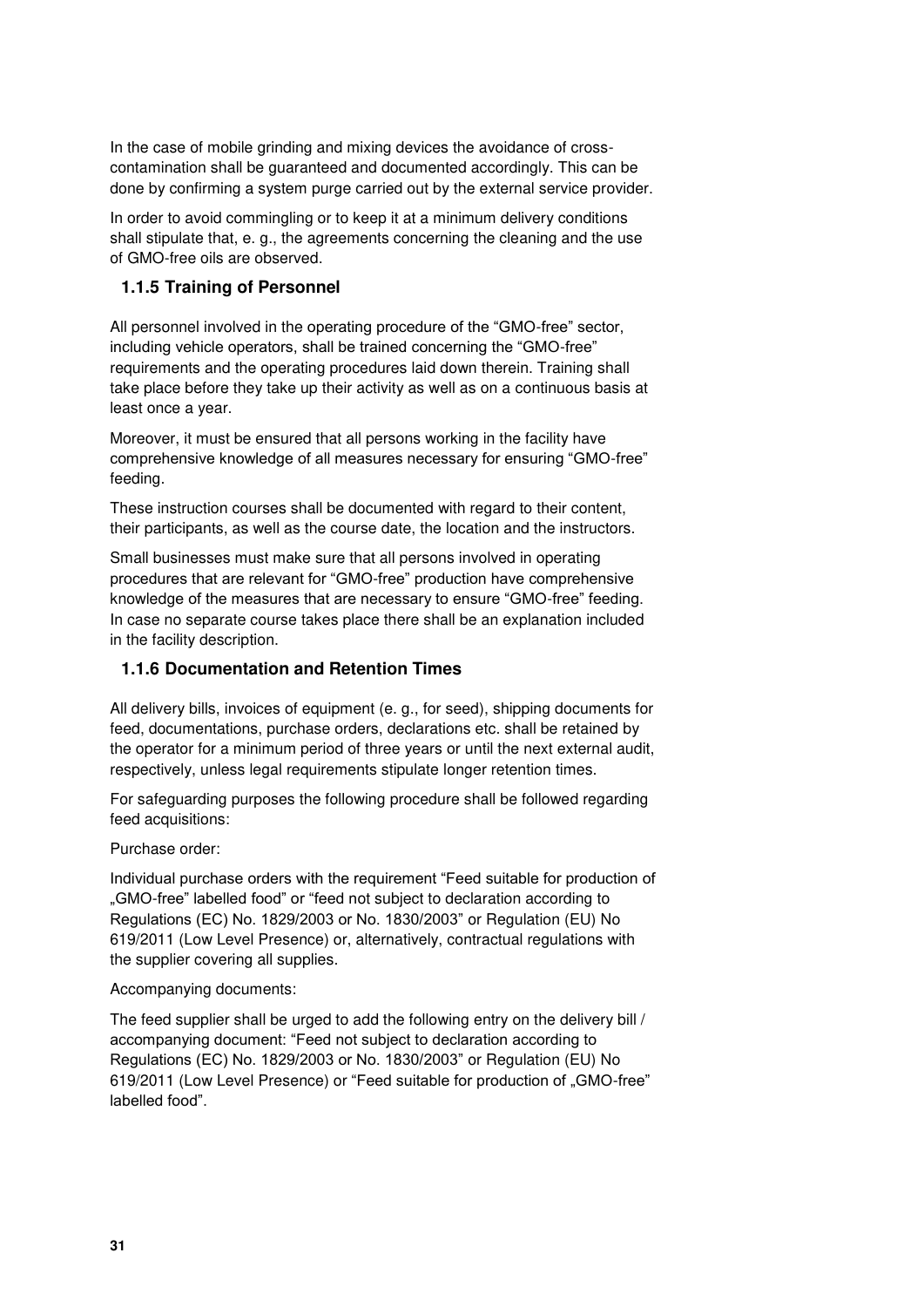In the case of mobile grinding and mixing devices the avoidance of cross-contamination shall be guaranteed and documented accordingly. This can be done by confirming a system purge carried out by the external service provider.

In order to avoid commingling or to keep it at a minimum delivery conditions shall stipulate that, e. g., the agreements concerning the cleaning and the use of GMO-free oils are observed.

### 1.1.5 Training of Personnel

All personnel involved in the operating procedure of the "GMO-free" sector, including vehicle operators, shall be trained concerning the "GMO-free" requirements and the operating procedures laid down therein. Training shall take place before they take up their activity as well as on a continuous basis at least once a year.

Moreover, it must be ensured that all persons working in the facility have comprehensive knowledge of all measures necessary for ensuring "GMO-free" feeding.

These instruction courses shall be documented with regard to their content, their participants, as well as the course date, the location and the instructors.

Small businesses must make sure that all persons involved in operating procedures that are relevant for "GMO-free" production have comprehensive knowledge of the measures that are necessary to ensure "GMO-free" feeding. In case no separate course takes place there shall be an explanation included in the facility description.

### 1.1.6 Documentation and Retention Times

All delivery bills, invoices of equipment (e. g., for seed), shipping documents for feed, documentations, purchase orders, declarations etc. shall be retained by the operator for a minimum period of three years or until the next external audit, respectively, unless legal requirements stipulate longer retention times.

For safeguarding purposes the following procedure shall be followed regarding feed acquisitions:

Purchase order:

Individual purchase orders with the requirement "Feed suitable for production of „GMO-free" labelled food" or "feed not subject to declaration according to Regulations (EC) No. 1829/2003 or No. 1830/2003" or Regulation (EU) No 619/2011 (Low Level Presence) or, alternatively, contractual regulations with the supplier covering all supplies.

Accompanying documents:

The feed supplier shall be urged to add the following entry on the delivery bill / accompanying document: "Feed not subject to declaration according to Regulations (EC) No. 1829/2003 or No. 1830/2003" or Regulation (EU) No 619/2011 (Low Level Presence) or "Feed suitable for production of „GMO-free" labelled food".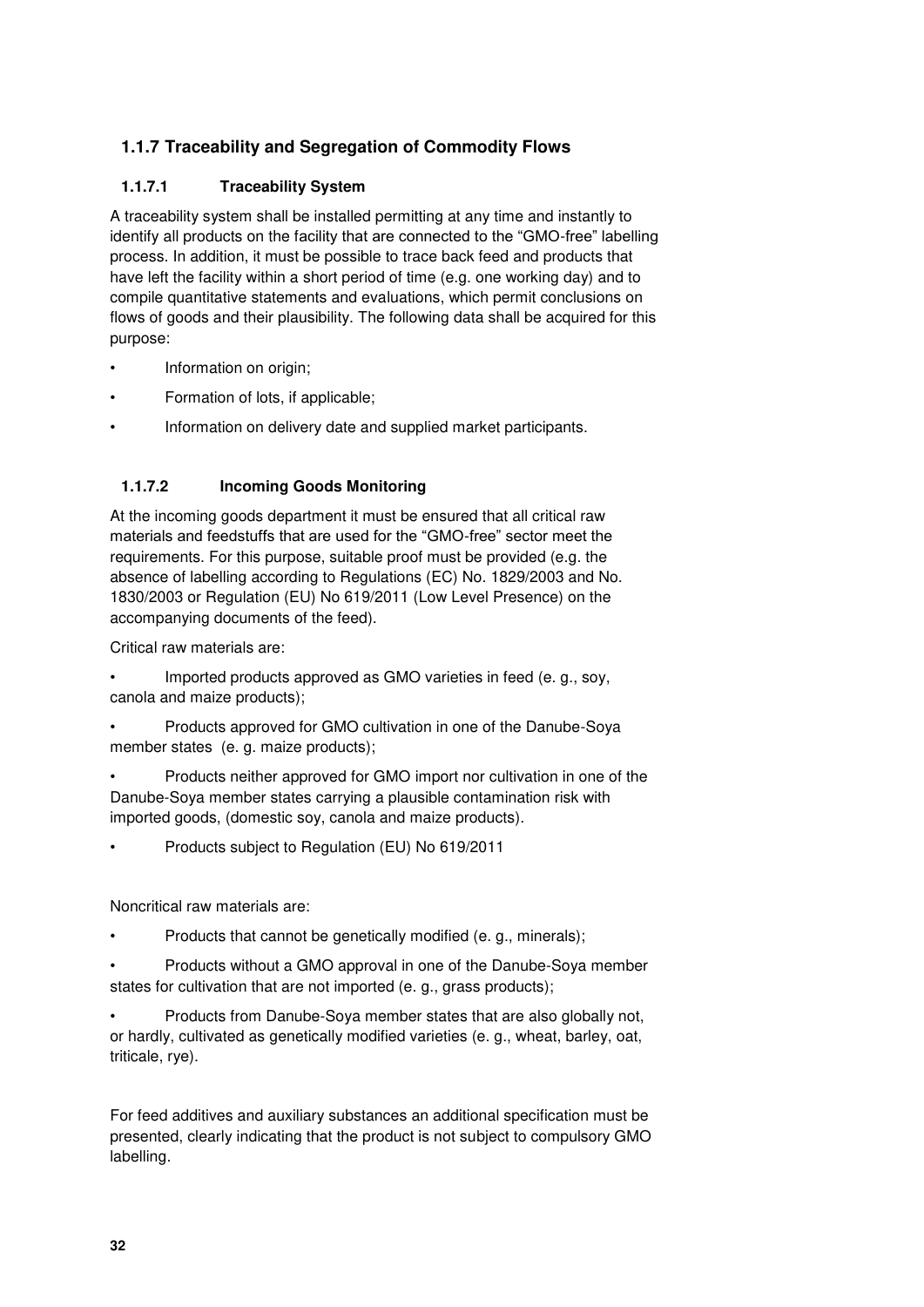### 1.1.7 Traceability and Segregation of Commodity Flows

#### 1.1.7.1 Traceability System

A traceability system shall be installed permitting at any time and instantly to identify all products on the facility that are connected to the "GMO-free" labelling process. In addition, it must be possible to trace back feed and products that have left the facility within a short period of time (e.g. one working day) and to compile quantitative statements and evaluations, which permit conclusions on flows of goods and their plausibility. The following data shall be acquired for this purpose:

- Information on origin;
- Formation of lots, if applicable;
- Information on delivery date and supplied market participants.

#### 1.1.7.2 Incoming Goods Monitoring

At the incoming goods department it must be ensured that all critical raw materials and feedstuffs that are used for the "GMO-free" sector meet the requirements. For this purpose, suitable proof must be provided (e.g. the absence of labelling according to Regulations (EC) No. 1829/2003 and No. 1830/2003 or Regulation (EU) No 619/2011 (Low Level Presence) on the accompanying documents of the feed).

Critical raw materials are:

- Imported products approved as GMO varieties in feed (e. g., soy, canola and maize products);
- Products approved for GMO cultivation in one of the Danube-Soya member states (e. g. maize products);
- Products neither approved for GMO import nor cultivation in one of the Danube-Soya member states carrying a plausible contamination risk with imported goods, (domestic soy, canola and maize products).
- Products subject to Regulation (EU) No 619/2011

Noncritical raw materials are:

- Products that cannot be genetically modified (e. g., minerals);
- Products without a GMO approval in one of the Danube-Soya member states for cultivation that are not imported (e. g., grass products);
- Products from Danube-Soya member states that are also globally not, or hardly, cultivated as genetically modified varieties (e. g., wheat, barley, oat, triticale, rye).

For feed additives and auxiliary substances an additional specification must be presented, clearly indicating that the product is not subject to compulsory GMO labelling.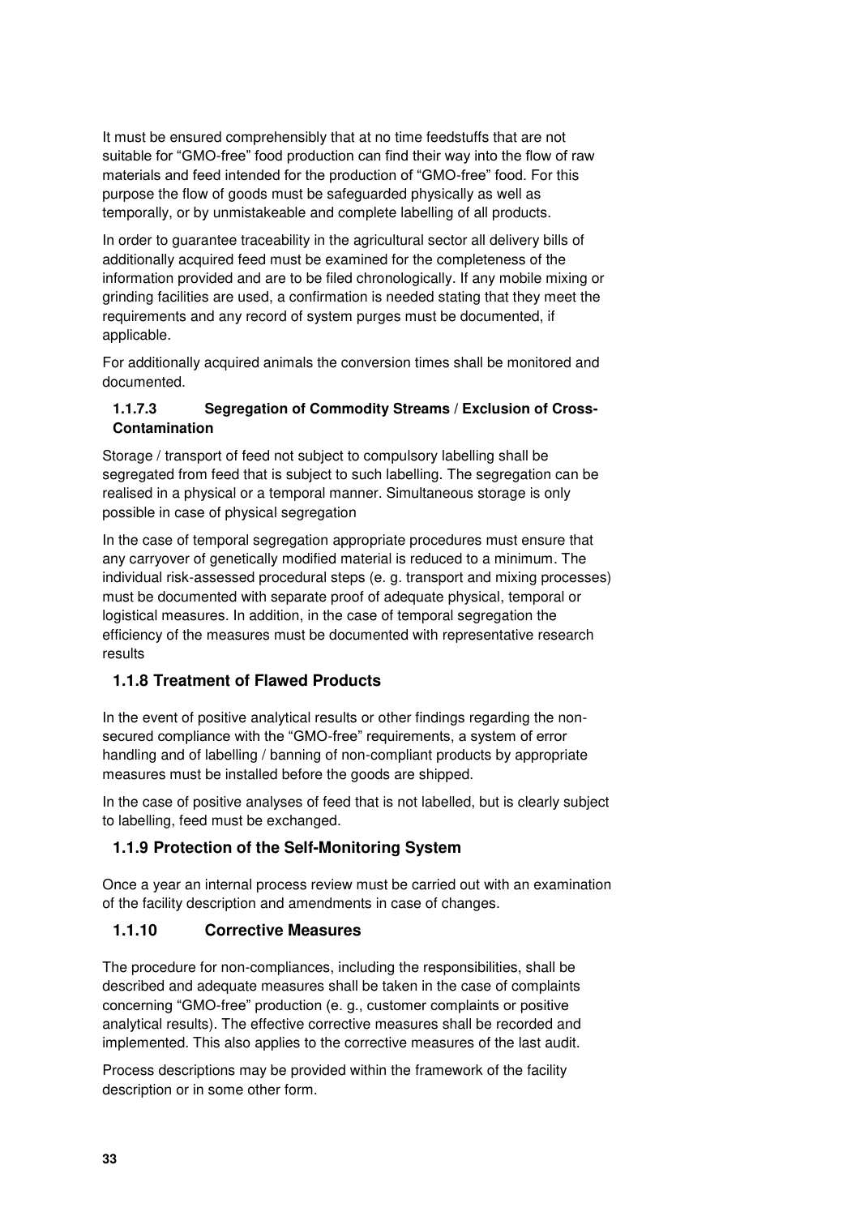It must be ensured comprehensibly that at no time feedstuffs that are not suitable for "GMO-free" food production can find their way into the flow of raw materials and feed intended for the production of "GMO-free" food. For this purpose the flow of goods must be safeguarded physically as well as temporally, or by unmistakeable and complete labelling of all products.

In order to guarantee traceability in the agricultural sector all delivery bills of additionally acquired feed must be examined for the completeness of the information provided and are to be filed chronologically. If any mobile mixing or grinding facilities are used, a confirmation is needed stating that they meet the requirements and any record of system purges must be documented, if applicable.

For additionally acquired animals the conversion times shall be monitored and documented.

#### 1.1.7.3 Segregation of Commodity Streams / Exclusion of Cross-Contamination

Storage / transport of feed not subject to compulsory labelling shall be segregated from feed that is subject to such labelling. The segregation can be realised in a physical or a temporal manner. Simultaneous storage is only possible in case of physical segregation

In the case of temporal segregation appropriate procedures must ensure that any carryover of genetically modified material is reduced to a minimum. The individual risk-assessed procedural steps (e. g. transport and mixing processes) must be documented with separate proof of adequate physical, temporal or logistical measures. In addition, in the case of temporal segregation the efficiency of the measures must be documented with representative research results

### 1.1.8 Treatment of Flawed Products

In the event of positive analytical results or other findings regarding the non-secured compliance with the "GMO-free" requirements, a system of error handling and of labelling / banning of non-compliant products by appropriate measures must be installed before the goods are shipped.

In the case of positive analyses of feed that is not labelled, but is clearly subject to labelling, feed must be exchanged.

### 1.1.9 Protection of the Self-Monitoring System

Once a year an internal process review must be carried out with an examination of the facility description and amendments in case of changes.

### 1.1.10 Corrective Measures

The procedure for non-compliances, including the responsibilities, shall be described and adequate measures shall be taken in the case of complaints concerning "GMO-free" production (e. g., customer complaints or positive analytical results). The effective corrective measures shall be recorded and implemented. This also applies to the corrective measures of the last audit.

Process descriptions may be provided within the framework of the facility description or in some other form.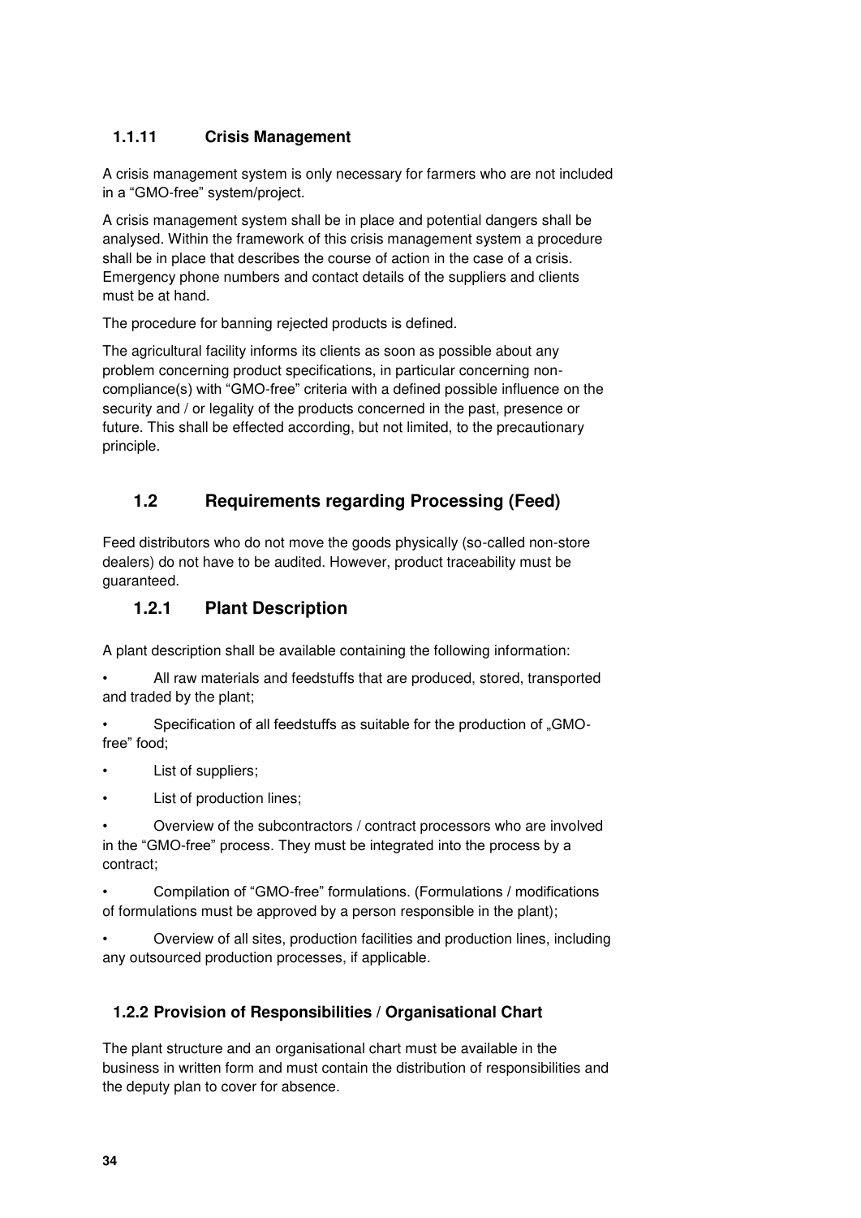### 1.1.11 Crisis Management

A crisis management system is only necessary for farmers who are not included in a "GMO-free" system/project.

A crisis management system shall be in place and potential dangers shall be analysed. Within the framework of this crisis management system a procedure shall be in place that describes the course of action in the case of a crisis. Emergency phone numbers and contact details of the suppliers and clients must be at hand.

The procedure for banning rejected products is defined.

The agricultural facility informs its clients as soon as possible about any problem concerning product specifications, in particular concerning non-compliance(s) with "GMO-free" criteria with a defined possible influence on the security and / or legality of the products concerned in the past, presence or future. This shall be effected according, but not limited, to the precautionary principle.

## 1.2 Requirements regarding Processing (Feed)

Feed distributors who do not move the goods physically (so-called non-store dealers) do not have to be audited. However, product traceability must be guaranteed.

### 1.2.1 Plant Description

A plant description shall be available containing the following information:

- All raw materials and feedstuffs that are produced, stored, transported and traded by the plant;
- Specification of all feedstuffs as suitable for the production of „GMO-free" food;
- List of suppliers;
- List of production lines;
- Overview of the subcontractors / contract processors who are involved in the "GMO-free" process. They must be integrated into the process by a contract;
- Compilation of "GMO-free" formulations. (Formulations / modifications of formulations must be approved by a person responsible in the plant);
- Overview of all sites, production facilities and production lines, including any outsourced production processes, if applicable.

### 1.2.2 Provision of Responsibilities / Organisational Chart

The plant structure and an organisational chart must be available in the business in written form and must contain the distribution of responsibilities and the deputy plan to cover for absence.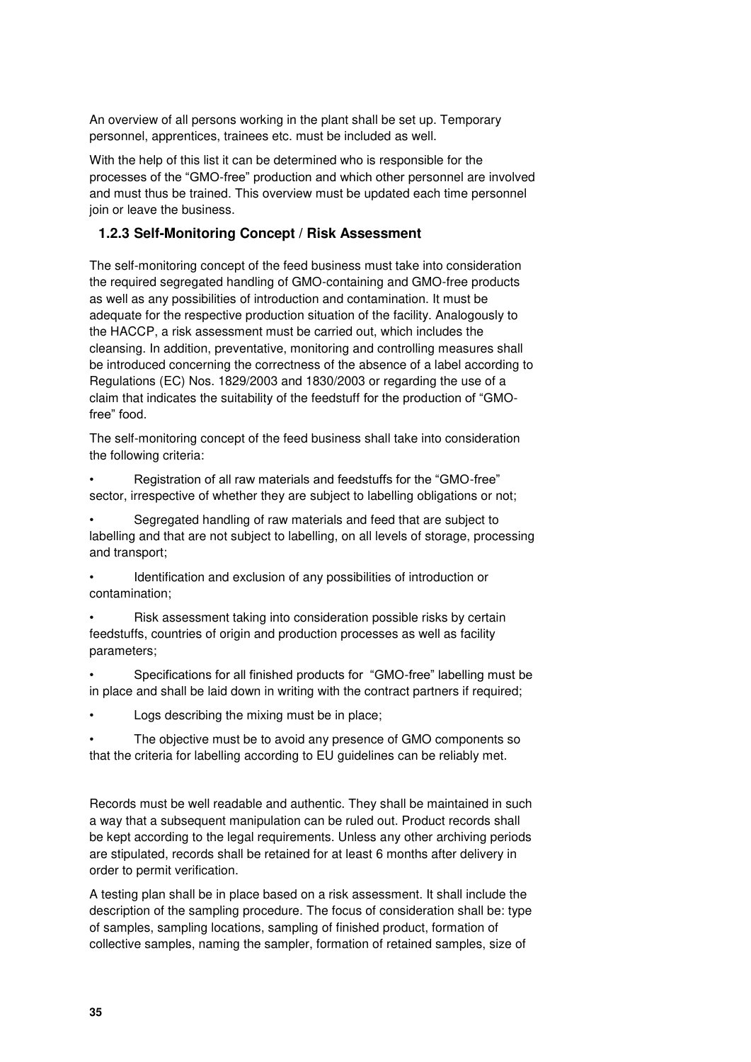An overview of all persons working in the plant shall be set up. Temporary personnel, apprentices, trainees etc. must be included as well.

With the help of this list it can be determined who is responsible for the processes of the "GMO-free" production and which other personnel are involved and must thus be trained. This overview must be updated each time personnel join or leave the business.

### 1.2.3 Self-Monitoring Concept / Risk Assessment

The self-monitoring concept of the feed business must take into consideration the required segregated handling of GMO-containing and GMO-free products as well as any possibilities of introduction and contamination. It must be adequate for the respective production situation of the facility. Analogously to the HACCP, a risk assessment must be carried out, which includes the cleansing. In addition, preventative, monitoring and controlling measures shall be introduced concerning the correctness of the absence of a label according to Regulations (EC) Nos. 1829/2003 and 1830/2003 or regarding the use of a claim that indicates the suitability of the feedstuff for the production of "GMO-free" food.

The self-monitoring concept of the feed business shall take into consideration the following criteria:

- Registration of all raw materials and feedstuffs for the "GMO-free" sector, irrespective of whether they are subject to labelling obligations or not;
- Segregated handling of raw materials and feed that are subject to labelling and that are not subject to labelling, on all levels of storage, processing and transport;
- Identification and exclusion of any possibilities of introduction or contamination;
- Risk assessment taking into consideration possible risks by certain feedstuffs, countries of origin and production processes as well as facility parameters;
- Specifications for all finished products for "GMO-free" labelling must be in place and shall be laid down in writing with the contract partners if required;
- Logs describing the mixing must be in place;
- The objective must be to avoid any presence of GMO components so that the criteria for labelling according to EU guidelines can be reliably met.

Records must be well readable and authentic. They shall be maintained in such a way that a subsequent manipulation can be ruled out. Product records shall be kept according to the legal requirements. Unless any other archiving periods are stipulated, records shall be retained for at least 6 months after delivery in order to permit verification.

A testing plan shall be in place based on a risk assessment. It shall include the description of the sampling procedure. The focus of consideration shall be: type of samples, sampling locations, sampling of finished product, formation of collective samples, naming the sampler, formation of retained samples, size of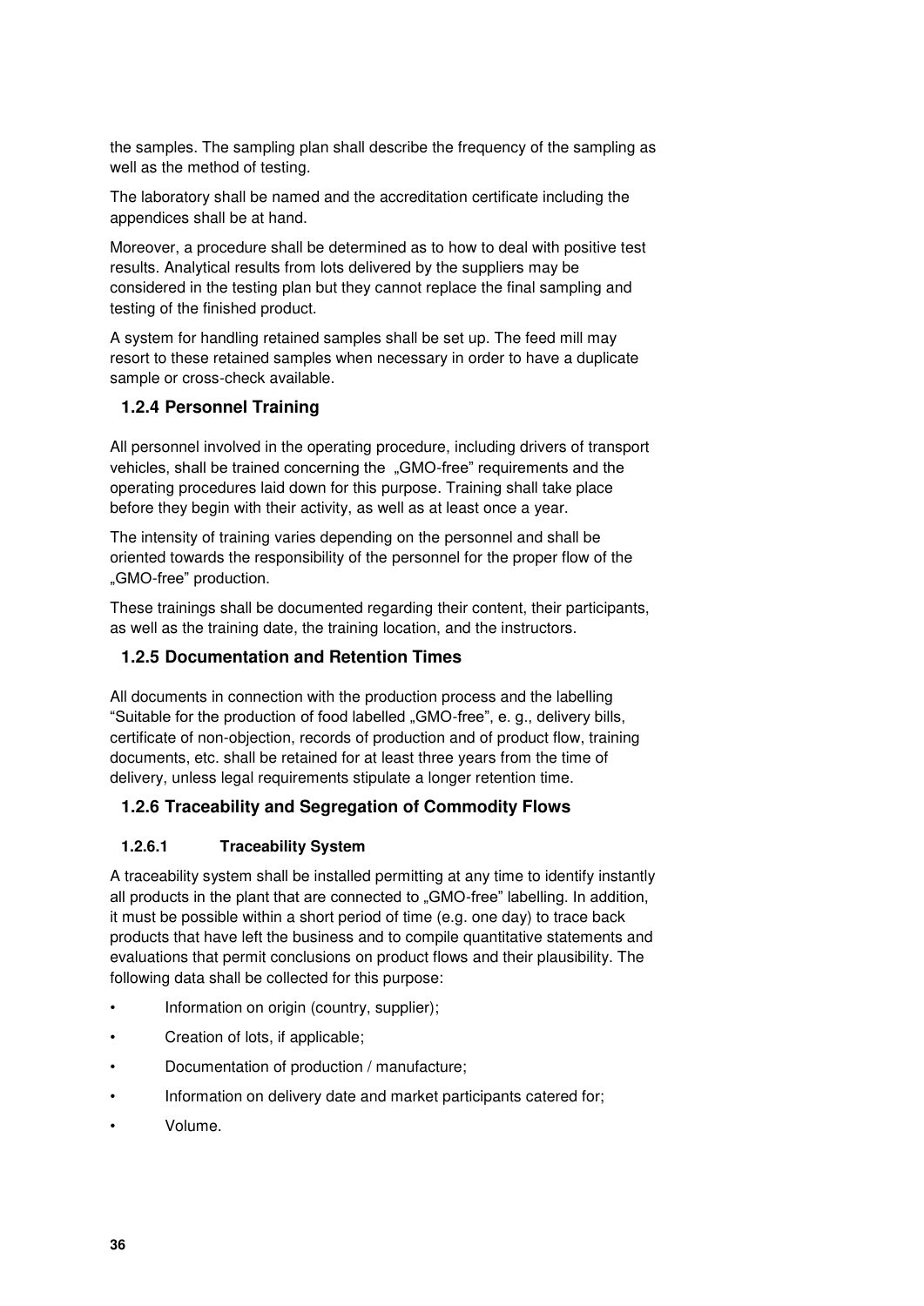the samples. The sampling plan shall describe the frequency of the sampling as well as the method of testing.

The laboratory shall be named and the accreditation certificate including the appendices shall be at hand.

Moreover, a procedure shall be determined as to how to deal with positive test results. Analytical results from lots delivered by the suppliers may be considered in the testing plan but they cannot replace the final sampling and testing of the finished product.

A system for handling retained samples shall be set up. The feed mill may resort to these retained samples when necessary in order to have a duplicate sample or cross-check available.

### 1.2.4 Personnel Training

All personnel involved in the operating procedure, including drivers of transport vehicles, shall be trained concerning the „GMO-free" requirements and the operating procedures laid down for this purpose. Training shall take place before they begin with their activity, as well as at least once a year.

The intensity of training varies depending on the personnel and shall be oriented towards the responsibility of the personnel for the proper flow of the „GMO-free" production.

These trainings shall be documented regarding their content, their participants, as well as the training date, the training location, and the instructors.

### 1.2.5 Documentation and Retention Times

All documents in connection with the production process and the labelling "Suitable for the production of food labelled „GMO-free", e. g., delivery bills, certificate of non-objection, records of production and of product flow, training documents, etc. shall be retained for at least three years from the time of delivery, unless legal requirements stipulate a longer retention time.

### 1.2.6 Traceability and Segregation of Commodity Flows

#### 1.2.6.1 Traceability System

A traceability system shall be installed permitting at any time to identify instantly all products in the plant that are connected to „GMO-free" labelling. In addition, it must be possible within a short period of time (e.g. one day) to trace back products that have left the business and to compile quantitative statements and evaluations that permit conclusions on product flows and their plausibility. The following data shall be collected for this purpose:

- Information on origin (country, supplier);
- Creation of lots, if applicable;
- Documentation of production / manufacture;
- Information on delivery date and market participants catered for;
- Volume.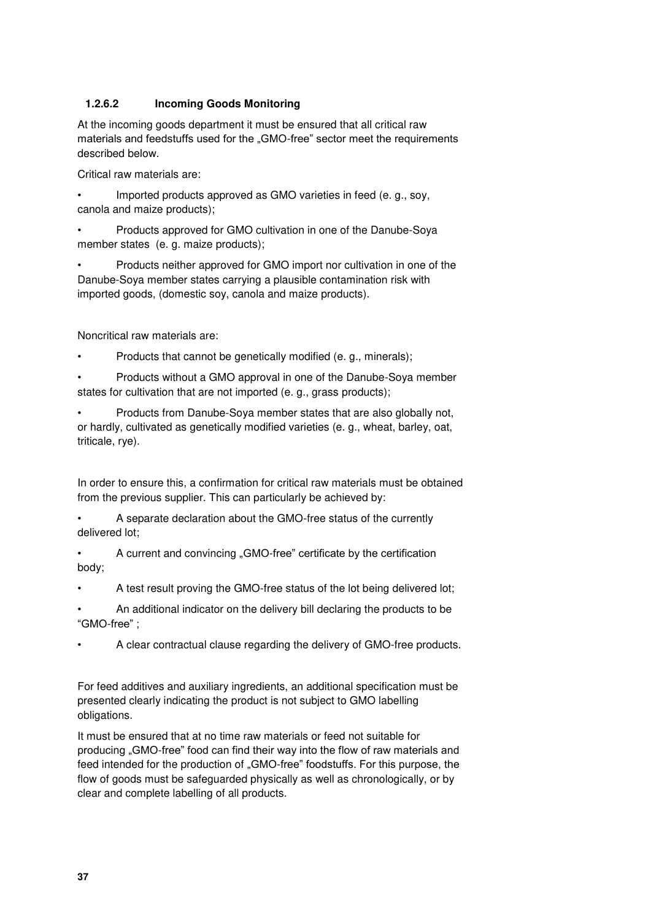#### 1.2.6.2 Incoming Goods Monitoring

At the incoming goods department it must be ensured that all critical raw materials and feedstuffs used for the „GMO-free" sector meet the requirements described below.

Critical raw materials are:

- Imported products approved as GMO varieties in feed (e. g., soy, canola and maize products);
- Products approved for GMO cultivation in one of the Danube-Soya member states (e. g. maize products);
- Products neither approved for GMO import nor cultivation in one of the Danube-Soya member states carrying a plausible contamination risk with imported goods, (domestic soy, canola and maize products).

Noncritical raw materials are:

- Products that cannot be genetically modified (e. g., minerals);
- Products without a GMO approval in one of the Danube-Soya member states for cultivation that are not imported (e. g., grass products);
- Products from Danube-Soya member states that are also globally not, or hardly, cultivated as genetically modified varieties (e. g., wheat, barley, oat, triticale, rye).

In order to ensure this, a confirmation for critical raw materials must be obtained from the previous supplier. This can particularly be achieved by:

- A separate declaration about the GMO-free status of the currently delivered lot;
- A current and convincing „GMO-free" certificate by the certification body;
- A test result proving the GMO-free status of the lot being delivered lot;
- An additional indicator on the delivery bill declaring the products to be "GMO-free" ;
- A clear contractual clause regarding the delivery of GMO-free products.

For feed additives and auxiliary ingredients, an additional specification must be presented clearly indicating the product is not subject to GMO labelling obligations.

It must be ensured that at no time raw materials or feed not suitable for producing „GMO-free" food can find their way into the flow of raw materials and feed intended for the production of „GMO-free" foodstuffs. For this purpose, the flow of goods must be safeguarded physically as well as chronologically, or by clear and complete labelling of all products.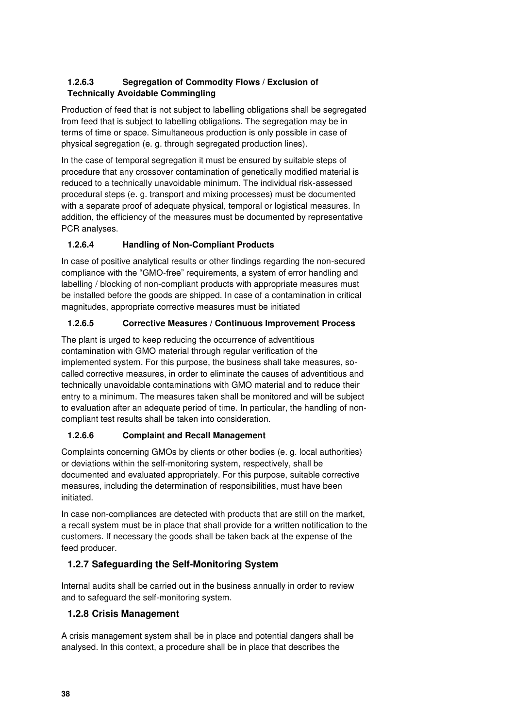#### 1.2.6.3 Segregation of Commodity Flows / Exclusion of Technically Avoidable Commingling

Production of feed that is not subject to labelling obligations shall be segregated from feed that is subject to labelling obligations. The segregation may be in terms of time or space. Simultaneous production is only possible in case of physical segregation (e. g. through segregated production lines).

In the case of temporal segregation it must be ensured by suitable steps of procedure that any crossover contamination of genetically modified material is reduced to a technically unavoidable minimum. The individual risk-assessed procedural steps (e. g. transport and mixing processes) must be documented with a separate proof of adequate physical, temporal or logistical measures. In addition, the efficiency of the measures must be documented by representative PCR analyses.

#### 1.2.6.4 Handling of Non-Compliant Products

In case of positive analytical results or other findings regarding the non-secured compliance with the "GMO-free" requirements, a system of error handling and labelling / blocking of non-compliant products with appropriate measures must be installed before the goods are shipped. In case of a contamination in critical magnitudes, appropriate corrective measures must be initiated

#### 1.2.6.5 Corrective Measures / Continuous Improvement Process

The plant is urged to keep reducing the occurrence of adventitious contamination with GMO material through regular verification of the implemented system. For this purpose, the business shall take measures, so-called corrective measures, in order to eliminate the causes of adventitious and technically unavoidable contaminations with GMO material and to reduce their entry to a minimum. The measures taken shall be monitored and will be subject to evaluation after an adequate period of time. In particular, the handling of non-compliant test results shall be taken into consideration.

#### 1.2.6.6 Complaint and Recall Management

Complaints concerning GMOs by clients or other bodies (e. g. local authorities) or deviations within the self-monitoring system, respectively, shall be documented and evaluated appropriately. For this purpose, suitable corrective measures, including the determination of responsibilities, must have been initiated.

In case non-compliances are detected with products that are still on the market, a recall system must be in place that shall provide for a written notification to the customers. If necessary the goods shall be taken back at the expense of the feed producer.

### 1.2.7 Safeguarding the Self-Monitoring System

Internal audits shall be carried out in the business annually in order to review and to safeguard the self-monitoring system.

### 1.2.8 Crisis Management

A crisis management system shall be in place and potential dangers shall be analysed. In this context, a procedure shall be in place that describes the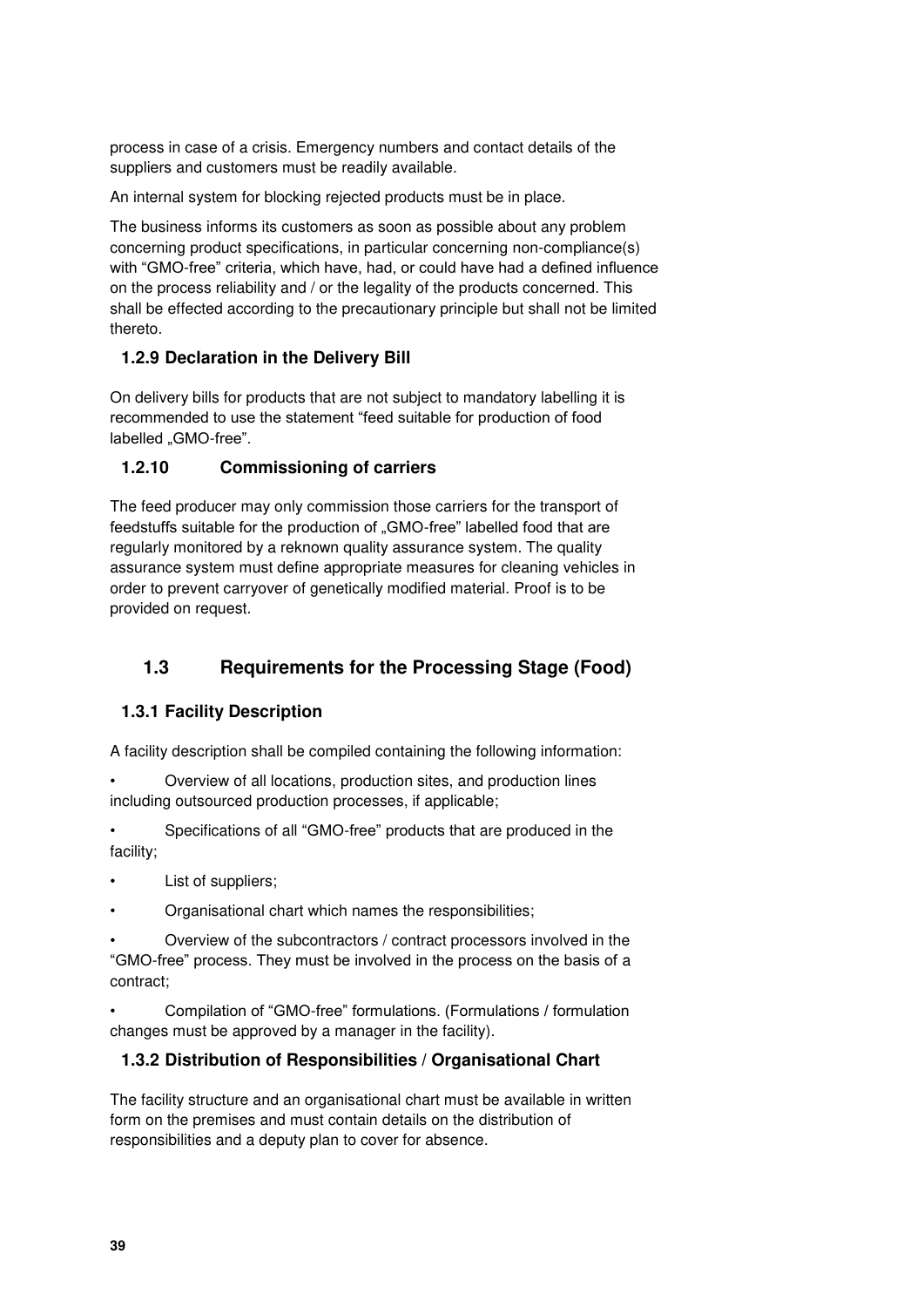process in case of a crisis. Emergency numbers and contact details of the suppliers and customers must be readily available.

An internal system for blocking rejected products must be in place.

The business informs its customers as soon as possible about any problem concerning product specifications, in particular concerning non-compliance(s) with "GMO-free" criteria, which have, had, or could have had a defined influence on the process reliability and / or the legality of the products concerned. This shall be effected according to the precautionary principle but shall not be limited thereto.

### 1.2.9 Declaration in the Delivery Bill

On delivery bills for products that are not subject to mandatory labelling it is recommended to use the statement "feed suitable for production of food labelled „GMO-free".

### 1.2.10 Commissioning of carriers

The feed producer may only commission those carriers for the transport of feedstuffs suitable for the production of „GMO-free" labelled food that are regularly monitored by a reknown quality assurance system. The quality assurance system must define appropriate measures for cleaning vehicles in order to prevent carryover of genetically modified material. Proof is to be provided on request.

## 1.3 Requirements for the Processing Stage (Food)

### 1.3.1 Facility Description

A facility description shall be compiled containing the following information:

- Overview of all locations, production sites, and production lines including outsourced production processes, if applicable;
- Specifications of all "GMO-free" products that are produced in the facility;
- List of suppliers;
- Organisational chart which names the responsibilities;
- Overview of the subcontractors / contract processors involved in the "GMO-free" process. They must be involved in the process on the basis of a contract;
- Compilation of "GMO-free" formulations. (Formulations / formulation changes must be approved by a manager in the facility).

### 1.3.2 Distribution of Responsibilities / Organisational Chart

The facility structure and an organisational chart must be available in written form on the premises and must contain details on the distribution of responsibilities and a deputy plan to cover for absence.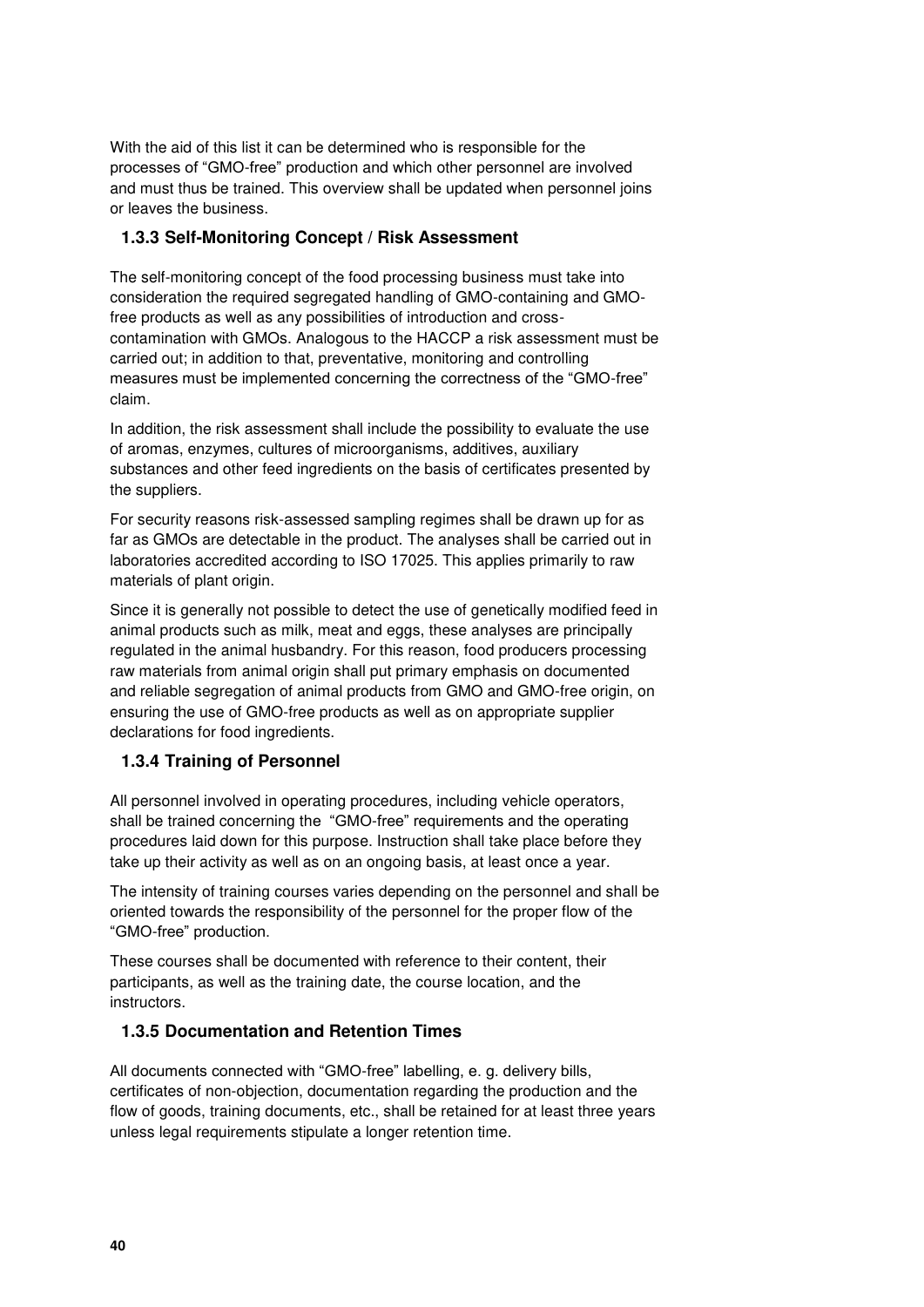With the aid of this list it can be determined who is responsible for the processes of "GMO-free" production and which other personnel are involved and must thus be trained. This overview shall be updated when personnel joins or leaves the business.

### 1.3.3 Self-Monitoring Concept / Risk Assessment

The self-monitoring concept of the food processing business must take into consideration the required segregated handling of GMO-containing and GMO-free products as well as any possibilities of introduction and cross-contamination with GMOs. Analogous to the HACCP a risk assessment must be carried out; in addition to that, preventative, monitoring and controlling measures must be implemented concerning the correctness of the "GMO-free" claim.

In addition, the risk assessment shall include the possibility to evaluate the use of aromas, enzymes, cultures of microorganisms, additives, auxiliary substances and other feed ingredients on the basis of certificates presented by the suppliers.

For security reasons risk-assessed sampling regimes shall be drawn up for as far as GMOs are detectable in the product. The analyses shall be carried out in laboratories accredited according to ISO 17025. This applies primarily to raw materials of plant origin.

Since it is generally not possible to detect the use of genetically modified feed in animal products such as milk, meat and eggs, these analyses are principally regulated in the animal husbandry. For this reason, food producers processing raw materials from animal origin shall put primary emphasis on documented and reliable segregation of animal products from GMO and GMO-free origin, on ensuring the use of GMO-free products as well as on appropriate supplier declarations for food ingredients.

### 1.3.4 Training of Personnel

All personnel involved in operating procedures, including vehicle operators, shall be trained concerning the "GMO-free" requirements and the operating procedures laid down for this purpose. Instruction shall take place before they take up their activity as well as on an ongoing basis, at least once a year.

The intensity of training courses varies depending on the personnel and shall be oriented towards the responsibility of the personnel for the proper flow of the "GMO-free" production.

These courses shall be documented with reference to their content, their participants, as well as the training date, the course location, and the instructors.

### 1.3.5 Documentation and Retention Times

All documents connected with "GMO-free" labelling, e. g. delivery bills, certificates of non-objection, documentation regarding the production and the flow of goods, training documents, etc., shall be retained for at least three years unless legal requirements stipulate a longer retention time.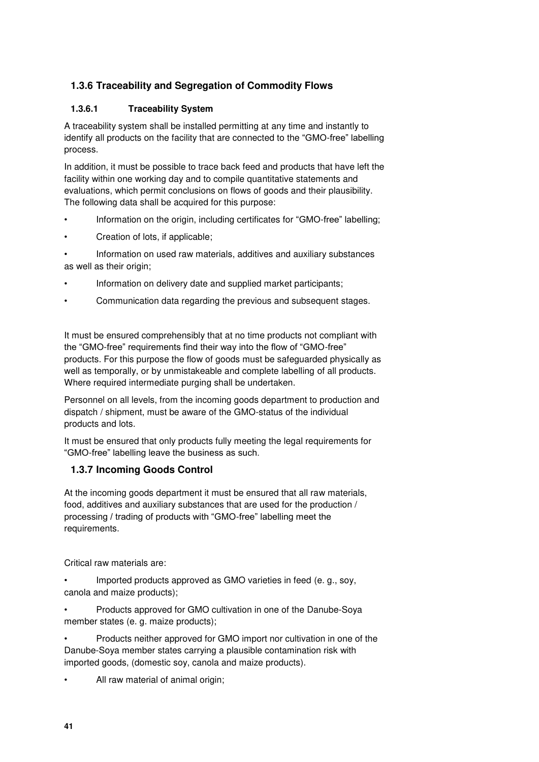### 1.3.6 Traceability and Segregation of Commodity Flows

#### 1.3.6.1 Traceability System

A traceability system shall be installed permitting at any time and instantly to identify all products on the facility that are connected to the "GMO-free" labelling process.

In addition, it must be possible to trace back feed and products that have left the facility within one working day and to compile quantitative statements and evaluations, which permit conclusions on flows of goods and their plausibility. The following data shall be acquired for this purpose:

- Information on the origin, including certificates for "GMO-free" labelling;
- Creation of lots, if applicable;
- Information on used raw materials, additives and auxiliary substances as well as their origin;
- Information on delivery date and supplied market participants;
- Communication data regarding the previous and subsequent stages.

It must be ensured comprehensibly that at no time products not compliant with the "GMO-free" requirements find their way into the flow of "GMO-free" products. For this purpose the flow of goods must be safeguarded physically as well as temporally, or by unmistakeable and complete labelling of all products. Where required intermediate purging shall be undertaken.

Personnel on all levels, from the incoming goods department to production and dispatch / shipment, must be aware of the GMO-status of the individual products and lots.

It must be ensured that only products fully meeting the legal requirements for "GMO-free" labelling leave the business as such.

### 1.3.7 Incoming Goods Control

At the incoming goods department it must be ensured that all raw materials, food, additives and auxiliary substances that are used for the production / processing / trading of products with "GMO-free" labelling meet the requirements.

Critical raw materials are:

- Imported products approved as GMO varieties in feed (e. g., soy, canola and maize products);
- Products approved for GMO cultivation in one of the Danube-Soya member states (e. g. maize products);
- Products neither approved for GMO import nor cultivation in one of the Danube-Soya member states carrying a plausible contamination risk with imported goods, (domestic soy, canola and maize products).
- All raw material of animal origin;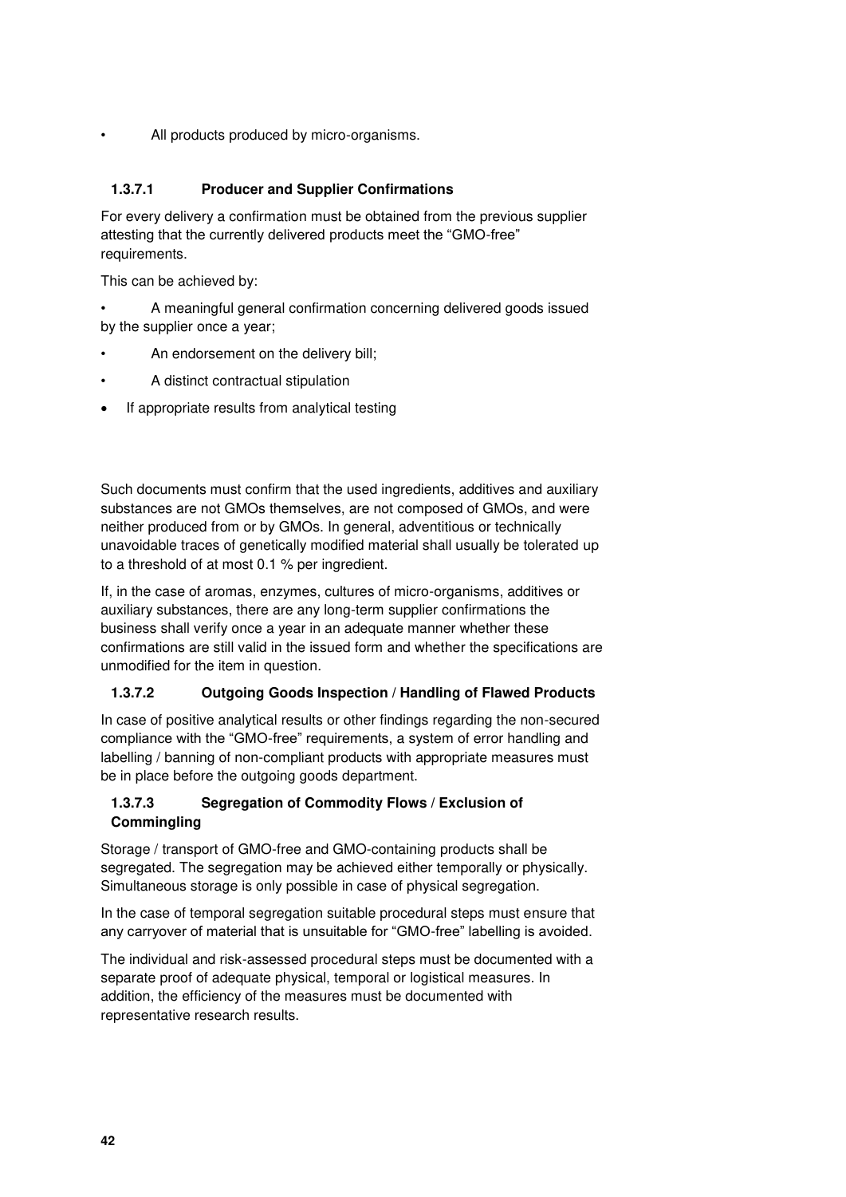- All products produced by micro-organisms.

#### 1.3.7.1 Producer and Supplier Confirmations

For every delivery a confirmation must be obtained from the previous supplier attesting that the currently delivered products meet the "GMO-free" requirements.

This can be achieved by:

- A meaningful general confirmation concerning delivered goods issued by the supplier once a year;
- An endorsement on the delivery bill;
- A distinct contractual stipulation
- If appropriate results from analytical testing

Such documents must confirm that the used ingredients, additives and auxiliary substances are not GMOs themselves, are not composed of GMOs, and were neither produced from or by GMOs. In general, adventitious or technically unavoidable traces of genetically modified material shall usually be tolerated up to a threshold of at most 0.1 % per ingredient.

If, in the case of aromas, enzymes, cultures of micro-organisms, additives or auxiliary substances, there are any long-term supplier confirmations the business shall verify once a year in an adequate manner whether these confirmations are still valid in the issued form and whether the specifications are unmodified for the item in question.

#### 1.3.7.2 Outgoing Goods Inspection / Handling of Flawed Products

In case of positive analytical results or other findings regarding the non-secured compliance with the "GMO-free" requirements, a system of error handling and labelling / banning of non-compliant products with appropriate measures must be in place before the outgoing goods department.

#### 1.3.7.3 Segregation of Commodity Flows / Exclusion of Commingling

Storage / transport of GMO-free and GMO-containing products shall be segregated. The segregation may be achieved either temporally or physically. Simultaneous storage is only possible in case of physical segregation.

In the case of temporal segregation suitable procedural steps must ensure that any carryover of material that is unsuitable for "GMO-free" labelling is avoided.

The individual and risk-assessed procedural steps must be documented with a separate proof of adequate physical, temporal or logistical measures. In addition, the efficiency of the measures must be documented with representative research results.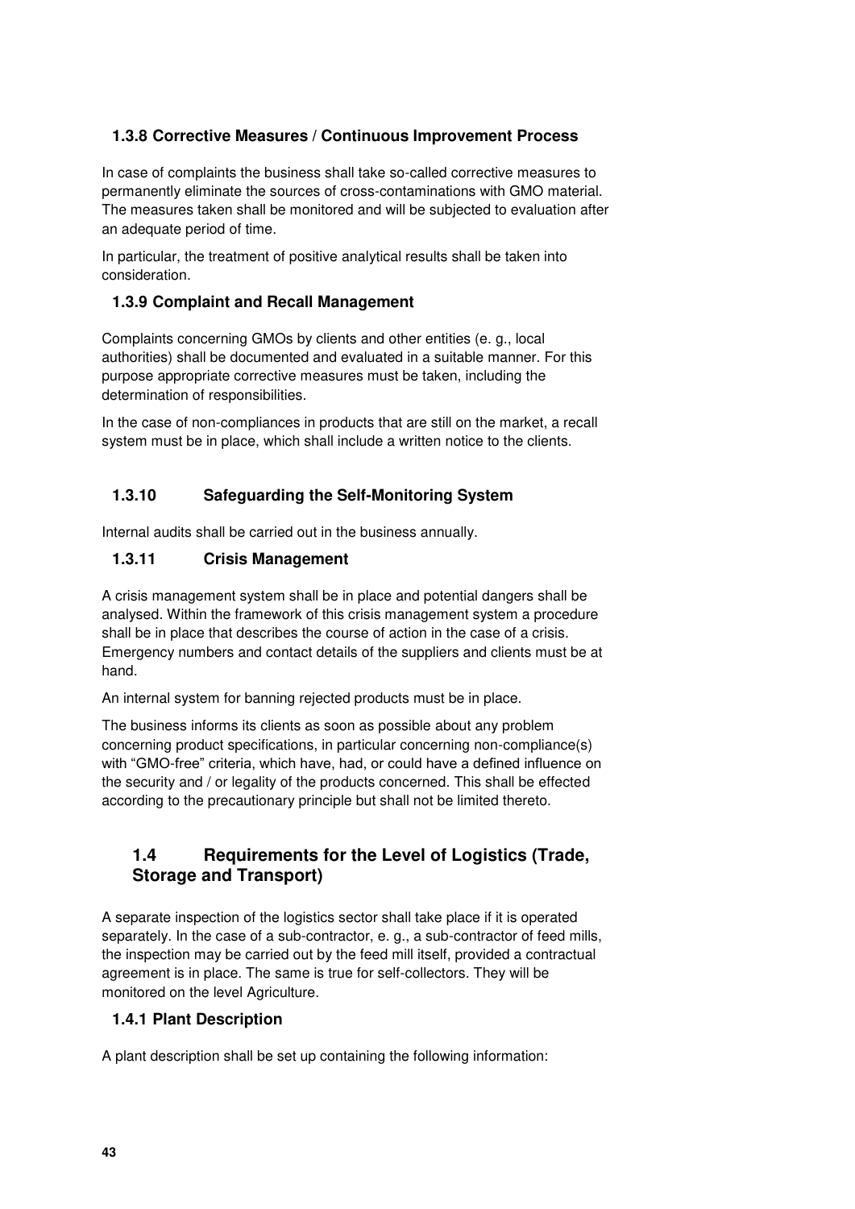### 1.3.8 Corrective Measures / Continuous Improvement Process

In case of complaints the business shall take so-called corrective measures to permanently eliminate the sources of cross-contaminations with GMO material. The measures taken shall be monitored and will be subjected to evaluation after an adequate period of time.

In particular, the treatment of positive analytical results shall be taken into consideration.

### 1.3.9 Complaint and Recall Management

Complaints concerning GMOs by clients and other entities (e. g., local authorities) shall be documented and evaluated in a suitable manner. For this purpose appropriate corrective measures must be taken, including the determination of responsibilities.

In the case of non-compliances in products that are still on the market, a recall system must be in place, which shall include a written notice to the clients.

### 1.3.10 Safeguarding the Self-Monitoring System

Internal audits shall be carried out in the business annually.

### 1.3.11 Crisis Management

A crisis management system shall be in place and potential dangers shall be analysed. Within the framework of this crisis management system a procedure shall be in place that describes the course of action in the case of a crisis. Emergency numbers and contact details of the suppliers and clients must be at hand.

An internal system for banning rejected products must be in place.

The business informs its clients as soon as possible about any problem concerning product specifications, in particular concerning non-compliance(s) with "GMO-free" criteria, which have, had, or could have a defined influence on the security and / or legality of the products concerned. This shall be effected according to the precautionary principle but shall not be limited thereto.

## 1.4 Requirements for the Level of Logistics (Trade, Storage and Transport)

A separate inspection of the logistics sector shall take place if it is operated separately. In the case of a sub-contractor, e. g., a sub-contractor of feed mills, the inspection may be carried out by the feed mill itself, provided a contractual agreement is in place. The same is true for self-collectors. They will be monitored on the level Agriculture.

### 1.4.1 Plant Description

A plant description shall be set up containing the following information: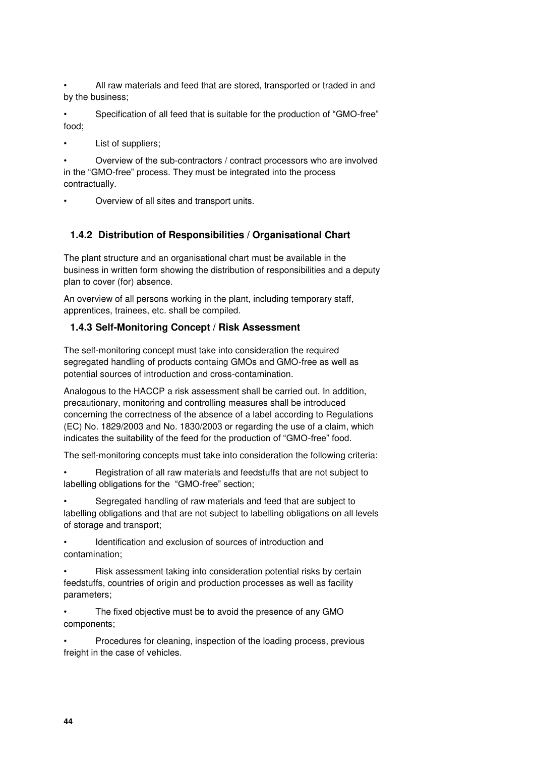- All raw materials and feed that are stored, transported or traded in and by the business;
- Specification of all feed that is suitable for the production of “GMO-free” food;
- List of suppliers;
- Overview of the sub-contractors / contract processors who are involved in the “GMO-free” process. They must be integrated into the process contractually.
- Overview of all sites and transport units.

### 1.4.2 Distribution of Responsibilities / Organisational Chart

The plant structure and an organisational chart must be available in the business in written form showing the distribution of responsibilities and a deputy plan to cover (for) absence.

An overview of all persons working in the plant, including temporary staff, apprentices, trainees, etc. shall be compiled.

### 1.4.3 Self-Monitoring Concept / Risk Assessment

The self-monitoring concept must take into consideration the required segregated handling of products containg GMOs and GMO-free as well as potential sources of introduction and cross-contamination.

Analogous to the HACCP a risk assessment shall be carried out. In addition, precautionary, monitoring and controlling measures shall be introduced concerning the correctness of the absence of a label according to Regulations (EC) No. 1829/2003 and No. 1830/2003 or regarding the use of a claim, which indicates the suitability of the feed for the production of “GMO-free” food.

The self-monitoring concepts must take into consideration the following criteria:

- Registration of all raw materials and feedstuffs that are not subject to labelling obligations for the “GMO-free” section;
- Segregated handling of raw materials and feed that are subject to labelling obligations and that are not subject to labelling obligations on all levels of storage and transport;
- Identification and exclusion of sources of introduction and contamination;
- Risk assessment taking into consideration potential risks by certain feedstuffs, countries of origin and production processes as well as facility parameters;
- The fixed objective must be to avoid the presence of any GMO components;
- Procedures for cleaning, inspection of the loading process, previous freight in the case of vehicles.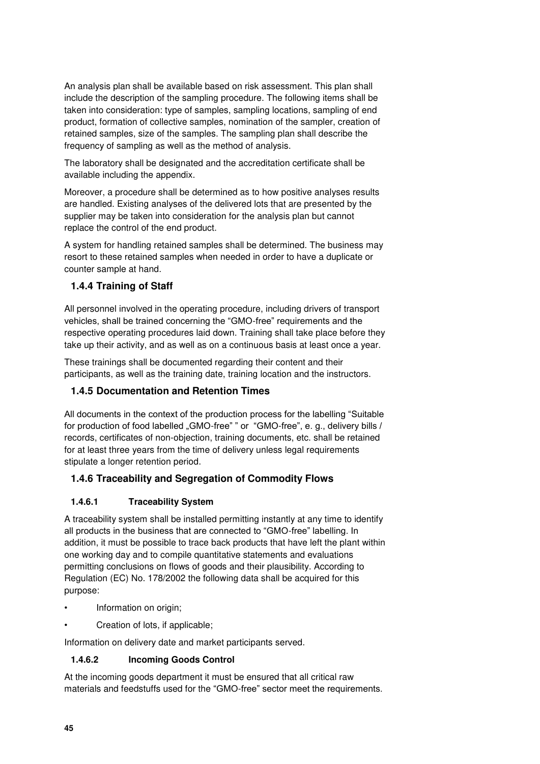An analysis plan shall be available based on risk assessment. This plan shall include the description of the sampling procedure. The following items shall be taken into consideration: type of samples, sampling locations, sampling of end product, formation of collective samples, nomination of the sampler, creation of retained samples, size of the samples. The sampling plan shall describe the frequency of sampling as well as the method of analysis.

The laboratory shall be designated and the accreditation certificate shall be available including the appendix.

Moreover, a procedure shall be determined as to how positive analyses results are handled. Existing analyses of the delivered lots that are presented by the supplier may be taken into consideration for the analysis plan but cannot replace the control of the end product.

A system for handling retained samples shall be determined. The business may resort to these retained samples when needed in order to have a duplicate or counter sample at hand.

### 1.4.4 Training of Staff

All personnel involved in the operating procedure, including drivers of transport vehicles, shall be trained concerning the "GMO-free" requirements and the respective operating procedures laid down. Training shall take place before they take up their activity, and as well as on a continuous basis at least once a year.

These trainings shall be documented regarding their content and their participants, as well as the training date, training location and the instructors.

### 1.4.5 Documentation and Retention Times

All documents in the context of the production process for the labelling "Suitable for production of food labelled „GMO-free" " or "GMO-free", e. g., delivery bills / records, certificates of non-objection, training documents, etc. shall be retained for at least three years from the time of delivery unless legal requirements stipulate a longer retention period.

### 1.4.6 Traceability and Segregation of Commodity Flows

#### 1.4.6.1 Traceability System

A traceability system shall be installed permitting instantly at any time to identify all products in the business that are connected to "GMO-free" labelling. In addition, it must be possible to trace back products that have left the plant within one working day and to compile quantitative statements and evaluations permitting conclusions on flows of goods and their plausibility. According to Regulation (EC) No. 178/2002 the following data shall be acquired for this purpose:

- Information on origin;
- Creation of lots, if applicable;

Information on delivery date and market participants served.

#### 1.4.6.2 Incoming Goods Control

At the incoming goods department it must be ensured that all critical raw materials and feedstuffs used for the "GMO-free" sector meet the requirements.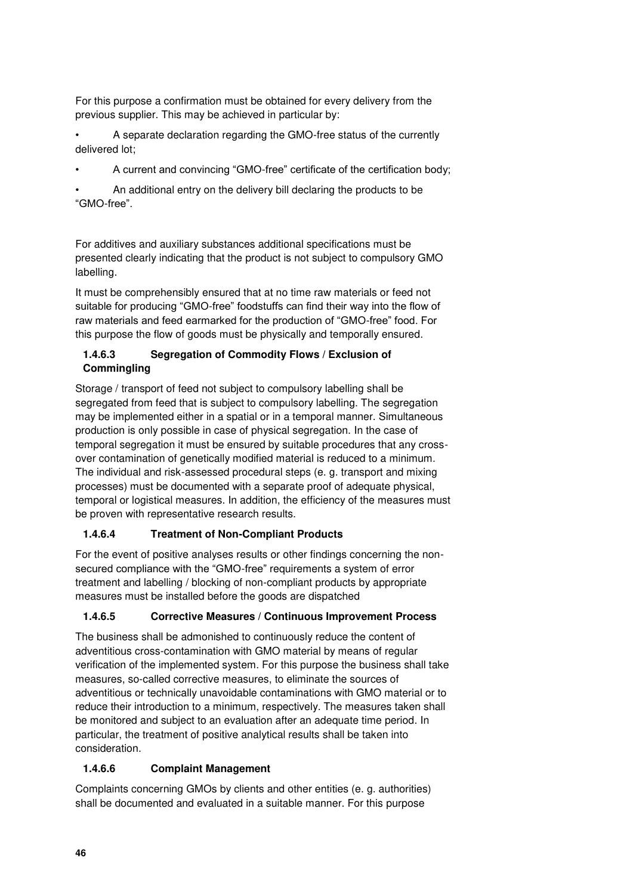For this purpose a confirmation must be obtained for every delivery from the previous supplier. This may be achieved in particular by:

- A separate declaration regarding the GMO-free status of the currently delivered lot;
- A current and convincing "GMO-free" certificate of the certification body;
- An additional entry on the delivery bill declaring the products to be "GMO-free".

For additives and auxiliary substances additional specifications must be presented clearly indicating that the product is not subject to compulsory GMO labelling.

It must be comprehensibly ensured that at no time raw materials or feed not suitable for producing "GMO-free" foodstuffs can find their way into the flow of raw materials and feed earmarked for the production of "GMO-free" food. For this purpose the flow of goods must be physically and temporally ensured.

#### 1.4.6.3 Segregation of Commodity Flows / Exclusion of Commingling

Storage / transport of feed not subject to compulsory labelling shall be segregated from feed that is subject to compulsory labelling. The segregation may be implemented either in a spatial or in a temporal manner. Simultaneous production is only possible in case of physical segregation. In the case of temporal segregation it must be ensured by suitable procedures that any cross-over contamination of genetically modified material is reduced to a minimum. The individual and risk-assessed procedural steps (e. g. transport and mixing processes) must be documented with a separate proof of adequate physical, temporal or logistical measures. In addition, the efficiency of the measures must be proven with representative research results.

#### 1.4.6.4 Treatment of Non-Compliant Products

For the event of positive analyses results or other findings concerning the non-secured compliance with the "GMO-free" requirements a system of error treatment and labelling / blocking of non-compliant products by appropriate measures must be installed before the goods are dispatched

#### 1.4.6.5 Corrective Measures / Continuous Improvement Process

The business shall be admonished to continuously reduce the content of adventitious cross-contamination with GMO material by means of regular verification of the implemented system. For this purpose the business shall take measures, so-called corrective measures, to eliminate the sources of adventitious or technically unavoidable contaminations with GMO material or to reduce their introduction to a minimum, respectively. The measures taken shall be monitored and subject to an evaluation after an adequate time period. In particular, the treatment of positive analytical results shall be taken into consideration.

#### 1.4.6.6 Complaint Management

Complaints concerning GMOs by clients and other entities (e. g. authorities) shall be documented and evaluated in a suitable manner. For this purpose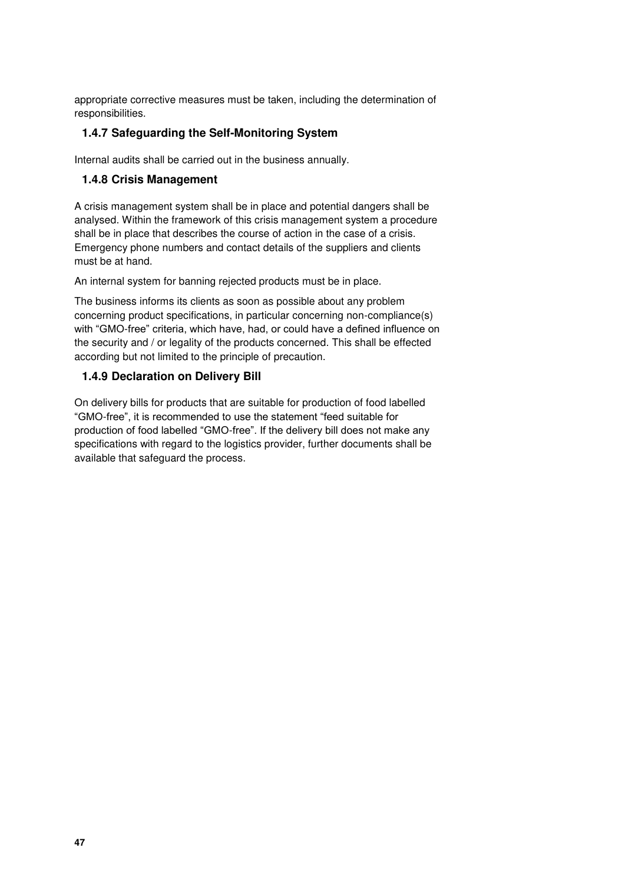appropriate corrective measures must be taken, including the determination of responsibilities.

### 1.4.7 Safeguarding the Self-Monitoring System

Internal audits shall be carried out in the business annually.

### 1.4.8 Crisis Management

A crisis management system shall be in place and potential dangers shall be analysed. Within the framework of this crisis management system a procedure shall be in place that describes the course of action in the case of a crisis. Emergency phone numbers and contact details of the suppliers and clients must be at hand.

An internal system for banning rejected products must be in place.

The business informs its clients as soon as possible about any problem concerning product specifications, in particular concerning non-compliance(s) with "GMO-free" criteria, which have, had, or could have a defined influence on the security and / or legality of the products concerned. This shall be effected according but not limited to the principle of precaution.

### 1.4.9 Declaration on Delivery Bill

On delivery bills for products that are suitable for production of food labelled "GMO-free", it is recommended to use the statement "feed suitable for production of food labelled "GMO-free". If the delivery bill does not make any specifications with regard to the logistics provider, further documents shall be available that safeguard the process.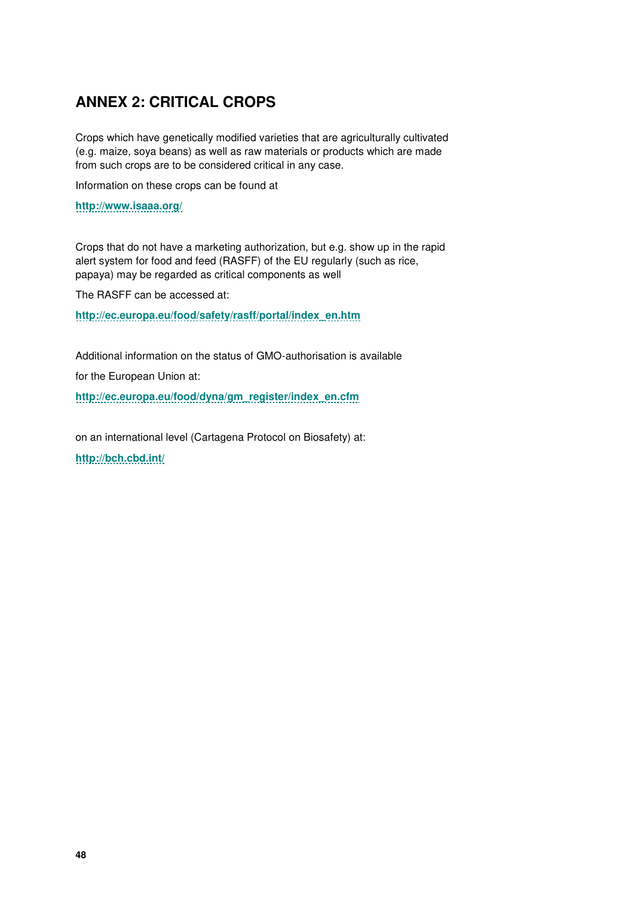## ANNEX 2: CRITICAL CROPS

Crops which have genetically modified varieties that are agriculturally cultivated (e.g. maize, soya beans) as well as raw materials or products which are made from such crops are to be considered critical in any case.

Information on these crops can be found at

**http://www.isaaa.org/**

Crops that do not have a marketing authorization, but e.g. show up in the rapid alert system for food and feed (RASFF) of the EU regularly (such as rice, papaya) may be regarded as critical components as well

The RASFF can be accessed at:

**http://ec.europa.eu/food/safety/rasff/portal/index_en.htm**

Additional information on the status of GMO-authorisation is available

for the European Union at:

**http://ec.europa.eu/food/dyna/gm_register/index_en.cfm**

on an international level (Cartagena Protocol on Biosafety) at:

**http://bch.cbd.int/**